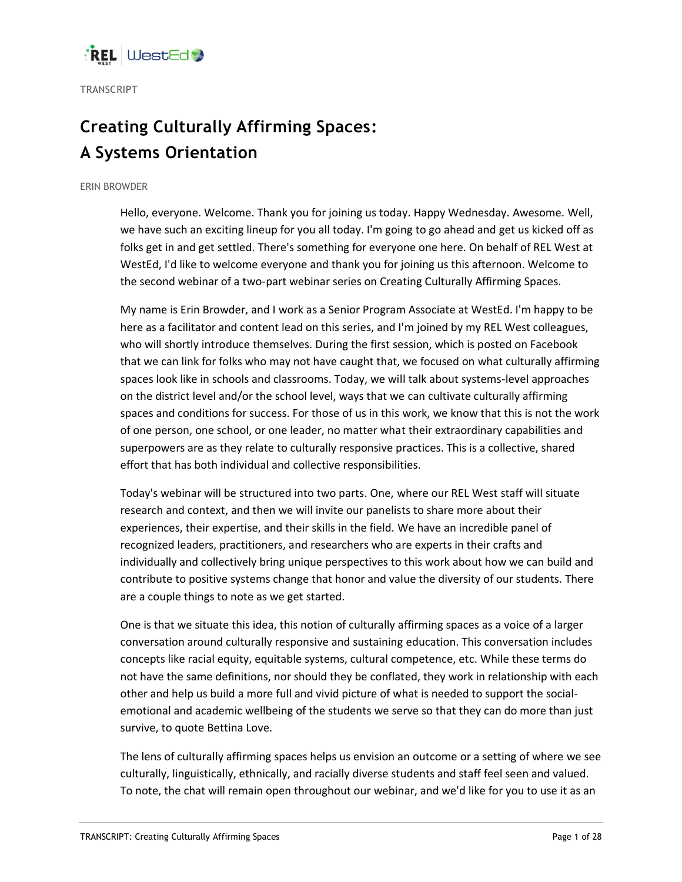TRANSCRIPT

# Creating Culturally Affirming Spaces: A Systems Orientation

ERIN BROWDER

Hello, everyone. Welcome. Thank you for joining us today. Happy Wednesday. Awesome. Well, we have such an exciting lineup for you all today. I'm going to go ahead and get us kicked off as folks get in and get settled. There's something for everyone one here. On behalf of REL West at WestEd, I'd like to welcome everyone and thank you for joining us this afternoon. Welcome to the second webinar of a two-part webinar series on Creating Culturally Affirming Spaces.

My name is Erin Browder, and I work as a Senior Program Associate at WestEd. I'm happy to be here as a facilitator and content lead on this series, and I'm joined by my REL West colleagues, who will shortly introduce themselves. During the first session, which is posted on Facebook that we can link for folks who may not have caught that, we focused on what culturally affirming spaces look like in schools and classrooms. Today, we will talk about systems-level approaches on the district level and/or the school level, ways that we can cultivate culturally affirming spaces and conditions for success. For those of us in this work, we know that this is not the work of one person, one school, or one leader, no matter what their extraordinary capabilities and superpowers are as they relate to culturally responsive practices. This is a collective, shared effort that has both individual and collective responsibilities.

Today's webinar will be structured into two parts. One, where our REL West staff will situate research and context, and then we will invite our panelists to share more about their experiences, their expertise, and their skills in the field. We have an incredible panel of recognized leaders, practitioners, and researchers who are experts in their crafts and individually and collectively bring unique perspectives to this work about how we can build and contribute to positive systems change that honor and value the diversity of our students. There are a couple things to note as we get started.

One is that we situate this idea, this notion of culturally affirming spaces as a voice of a larger conversation around culturally responsive and sustaining education. This conversation includes concepts like racial equity, equitable systems, cultural competence, etc. While these terms do not have the same definitions, nor should they be conflated, they work in relationship with each other and help us build a more full and vivid picture of what is needed to support the social-emotional and academic wellbeing of the students we serve so that they can do more than just survive, to quote Bettina Love.

The lens of culturally affirming spaces helps us envision an outcome or a setting of where we see culturally, linguistically, ethnically, and racially diverse students and staff feel seen and valued. To note, the chat will remain open throughout our webinar, and we'd like for you to use it as an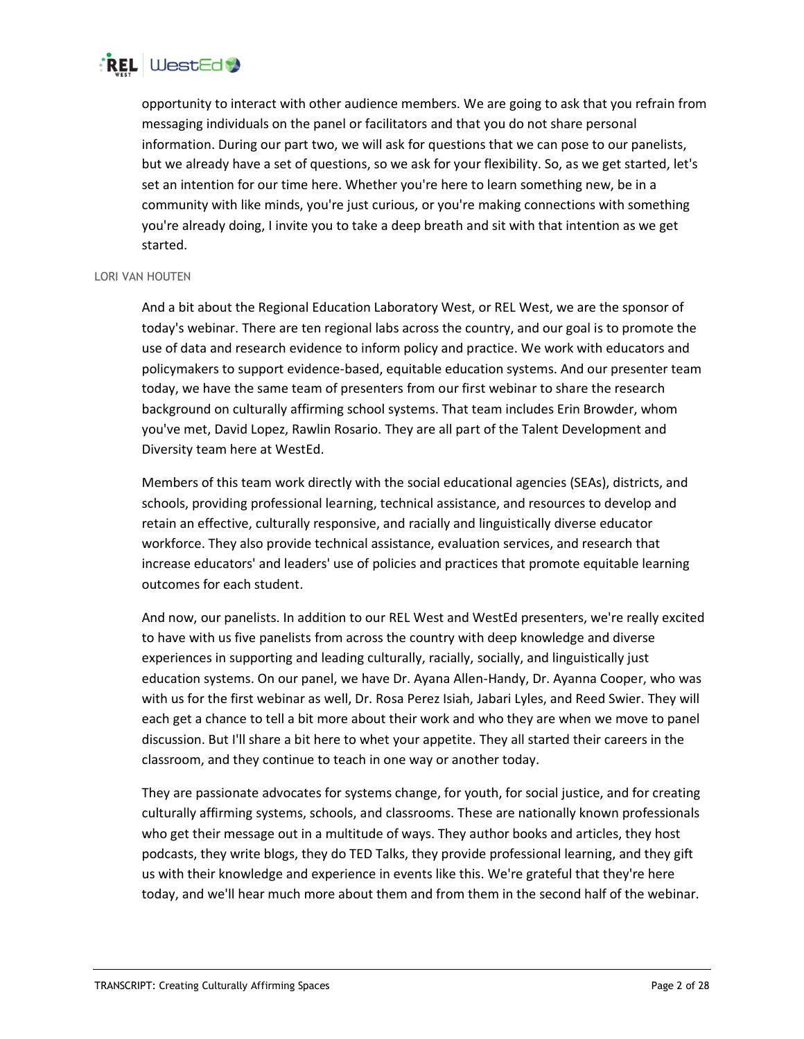opportunity to interact with other audience members. We are going to ask that you refrain from messaging individuals on the panel or facilitators and that you do not share personal information. During our part two, we will ask for questions that we can pose to our panelists, but we already have a set of questions, so we ask for your flexibility. So, as we get started, let's set an intention for our time here. Whether you're here to learn something new, be in a community with like minds, you're just curious, or you're making connections with something you're already doing, I invite you to take a deep breath and sit with that intention as we get started.

LORI VAN HOUTEN

And a bit about the Regional Education Laboratory West, or REL West, we are the sponsor of today's webinar. There are ten regional labs across the country, and our goal is to promote the use of data and research evidence to inform policy and practice. We work with educators and policymakers to support evidence-based, equitable education systems. And our presenter team today, we have the same team of presenters from our first webinar to share the research background on culturally affirming school systems. That team includes Erin Browder, whom you've met, David Lopez, Rawlin Rosario. They are all part of the Talent Development and Diversity team here at WestEd.

Members of this team work directly with the social educational agencies (SEAs), districts, and schools, providing professional learning, technical assistance, and resources to develop and retain an effective, culturally responsive, and racially and linguistically diverse educator workforce. They also provide technical assistance, evaluation services, and research that increase educators' and leaders' use of policies and practices that promote equitable learning outcomes for each student.

And now, our panelists. In addition to our REL West and WestEd presenters, we're really excited to have with us five panelists from across the country with deep knowledge and diverse experiences in supporting and leading culturally, racially, socially, and linguistically just education systems. On our panel, we have Dr. Ayana Allen-Handy, Dr. Ayanna Cooper, who was with us for the first webinar as well, Dr. Rosa Perez Isiah, Jabari Lyles, and Reed Swier. They will each get a chance to tell a bit more about their work and who they are when we move to panel discussion. But I'll share a bit here to whet your appetite. They all started their careers in the classroom, and they continue to teach in one way or another today.

They are passionate advocates for systems change, for youth, for social justice, and for creating culturally affirming systems, schools, and classrooms. These are nationally known professionals who get their message out in a multitude of ways. They author books and articles, they host podcasts, they write blogs, they do TED Talks, they provide professional learning, and they gift us with their knowledge and experience in events like this. We're grateful that they're here today, and we'll hear much more about them and from them in the second half of the webinar.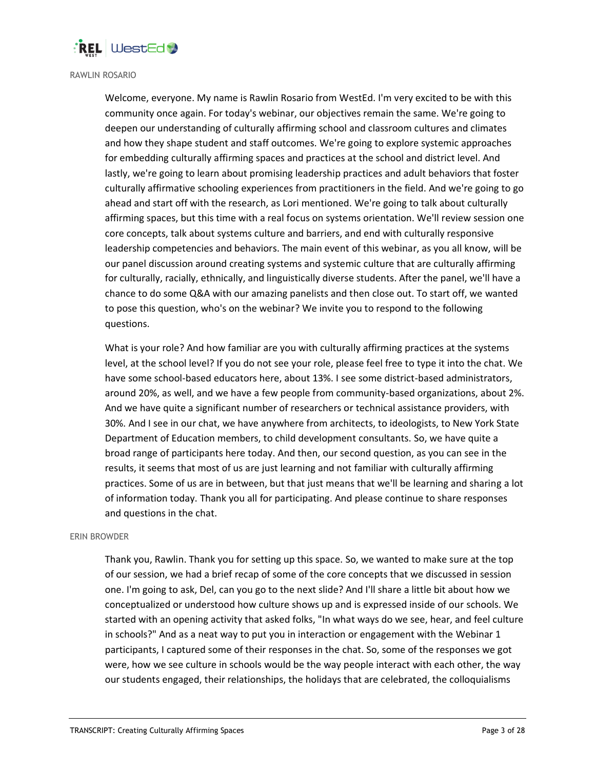RAWLIN ROSARIO

Welcome, everyone. My name is Rawlin Rosario from WestEd. I'm very excited to be with this community once again. For today's webinar, our objectives remain the same. We're going to deepen our understanding of culturally affirming school and classroom cultures and climates and how they shape student and staff outcomes. We're going to explore systemic approaches for embedding culturally affirming spaces and practices at the school and district level. And lastly, we're going to learn about promising leadership practices and adult behaviors that foster culturally affirmative schooling experiences from practitioners in the field. And we're going to go ahead and start off with the research, as Lori mentioned. We're going to talk about culturally affirming spaces, but this time with a real focus on systems orientation. We'll review session one core concepts, talk about systems culture and barriers, and end with culturally responsive leadership competencies and behaviors. The main event of this webinar, as you all know, will be our panel discussion around creating systems and systemic culture that are culturally affirming for culturally, racially, ethnically, and linguistically diverse students. After the panel, we'll have a chance to do some Q&A with our amazing panelists and then close out. To start off, we wanted to pose this question, who's on the webinar? We invite you to respond to the following questions.

What is your role? And how familiar are you with culturally affirming practices at the systems level, at the school level? If you do not see your role, please feel free to type it into the chat. We have some school-based educators here, about 13%. I see some district-based administrators, around 20%, as well, and we have a few people from community-based organizations, about 2%. And we have quite a significant number of researchers or technical assistance providers, with 30%. And I see in our chat, we have anywhere from architects, to ideologists, to New York State Department of Education members, to child development consultants. So, we have quite a broad range of participants here today. And then, our second question, as you can see in the results, it seems that most of us are just learning and not familiar with culturally affirming practices. Some of us are in between, but that just means that we'll be learning and sharing a lot of information today. Thank you all for participating. And please continue to share responses and questions in the chat.

ERIN BROWDER

Thank you, Rawlin. Thank you for setting up this space. So, we wanted to make sure at the top of our session, we had a brief recap of some of the core concepts that we discussed in session one. I'm going to ask, Del, can you go to the next slide? And I'll share a little bit about how we conceptualized or understood how culture shows up and is expressed inside of our schools. We started with an opening activity that asked folks, "In what ways do we see, hear, and feel culture in schools?" And as a neat way to put you in interaction or engagement with the Webinar 1 participants, I captured some of their responses in the chat. So, some of the responses we got were, how we see culture in schools would be the way people interact with each other, the way our students engaged, their relationships, the holidays that are celebrated, the colloquialisms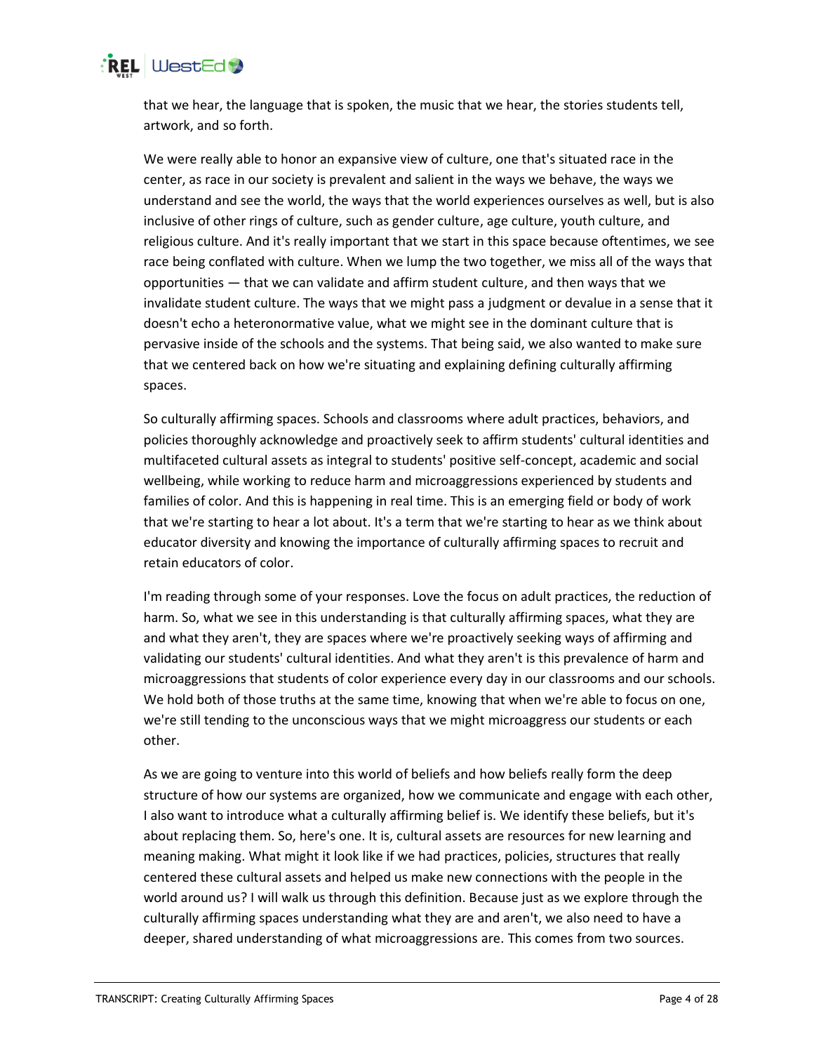that we hear, the language that is spoken, the music that we hear, the stories students tell, artwork, and so forth.

We were really able to honor an expansive view of culture, one that's situated race in the center, as race in our society is prevalent and salient in the ways we behave, the ways we understand and see the world, the ways that the world experiences ourselves as well, but is also inclusive of other rings of culture, such as gender culture, age culture, youth culture, and religious culture. And it's really important that we start in this space because oftentimes, we see race being conflated with culture. When we lump the two together, we miss all of the ways that opportunities — that we can validate and affirm student culture, and then ways that we invalidate student culture. The ways that we might pass a judgment or devalue in a sense that it doesn't echo a heteronormative value, what we might see in the dominant culture that is pervasive inside of the schools and the systems. That being said, we also wanted to make sure that we centered back on how we're situating and explaining defining culturally affirming spaces.

So culturally affirming spaces. Schools and classrooms where adult practices, behaviors, and policies thoroughly acknowledge and proactively seek to affirm students' cultural identities and multifaceted cultural assets as integral to students' positive self-concept, academic and social wellbeing, while working to reduce harm and microaggressions experienced by students and families of color. And this is happening in real time. This is an emerging field or body of work that we're starting to hear a lot about. It's a term that we're starting to hear as we think about educator diversity and knowing the importance of culturally affirming spaces to recruit and retain educators of color.

I'm reading through some of your responses. Love the focus on adult practices, the reduction of harm. So, what we see in this understanding is that culturally affirming spaces, what they are and what they aren't, they are spaces where we're proactively seeking ways of affirming and validating our students' cultural identities. And what they aren't is this prevalence of harm and microaggressions that students of color experience every day in our classrooms and our schools. We hold both of those truths at the same time, knowing that when we're able to focus on one, we're still tending to the unconscious ways that we might microaggress our students or each other.

As we are going to venture into this world of beliefs and how beliefs really form the deep structure of how our systems are organized, how we communicate and engage with each other, I also want to introduce what a culturally affirming belief is. We identify these beliefs, but it's about replacing them. So, here's one. It is, cultural assets are resources for new learning and meaning making. What might it look like if we had practices, policies, structures that really centered these cultural assets and helped us make new connections with the people in the world around us? I will walk us through this definition. Because just as we explore through the culturally affirming spaces understanding what they are and aren't, we also need to have a deeper, shared understanding of what microaggressions are. This comes from two sources.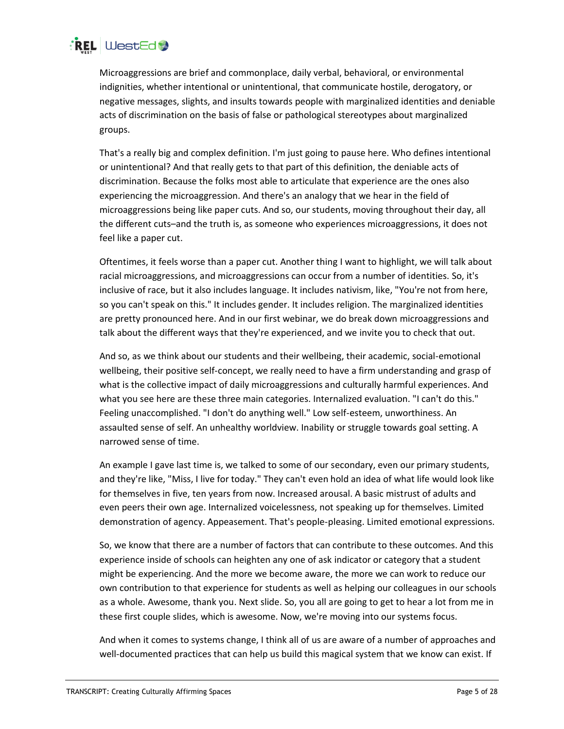Microaggressions are brief and commonplace, daily verbal, behavioral, or environmental indignities, whether intentional or unintentional, that communicate hostile, derogatory, or negative messages, slights, and insults towards people with marginalized identities and deniable acts of discrimination on the basis of false or pathological stereotypes about marginalized groups.

That's a really big and complex definition. I'm just going to pause here. Who defines intentional or unintentional? And that really gets to that part of this definition, the deniable acts of discrimination. Because the folks most able to articulate that experience are the ones also experiencing the microaggression. And there's an analogy that we hear in the field of microaggressions being like paper cuts. And so, our students, moving throughout their day, all the different cuts–and the truth is, as someone who experiences microaggressions, it does not feel like a paper cut.

Oftentimes, it feels worse than a paper cut. Another thing I want to highlight, we will talk about racial microaggressions, and microaggressions can occur from a number of identities. So, it's inclusive of race, but it also includes language. It includes nativism, like, "You're not from here, so you can't speak on this." It includes gender. It includes religion. The marginalized identities are pretty pronounced here. And in our first webinar, we do break down microaggressions and talk about the different ways that they're experienced, and we invite you to check that out.

And so, as we think about our students and their wellbeing, their academic, social-emotional wellbeing, their positive self-concept, we really need to have a firm understanding and grasp of what is the collective impact of daily microaggressions and culturally harmful experiences. And what you see here are these three main categories. Internalized evaluation. "I can't do this." Feeling unaccomplished. "I don't do anything well." Low self-esteem, unworthiness. An assaulted sense of self. An unhealthy worldview. Inability or struggle towards goal setting. A narrowed sense of time.

An example I gave last time is, we talked to some of our secondary, even our primary students, and they're like, "Miss, I live for today." They can't even hold an idea of what life would look like for themselves in five, ten years from now. Increased arousal. A basic mistrust of adults and even peers their own age. Internalized voicelessness, not speaking up for themselves. Limited demonstration of agency. Appeasement. That's people-pleasing. Limited emotional expressions.

So, we know that there are a number of factors that can contribute to these outcomes. And this experience inside of schools can heighten any one of ask indicator or category that a student might be experiencing. And the more we become aware, the more we can work to reduce our own contribution to that experience for students as well as helping our colleagues in our schools as a whole. Awesome, thank you. Next slide. So, you all are going to get to hear a lot from me in these first couple slides, which is awesome. Now, we're moving into our systems focus.

And when it comes to systems change, I think all of us are aware of a number of approaches and well-documented practices that can help us build this magical system that we know can exist. If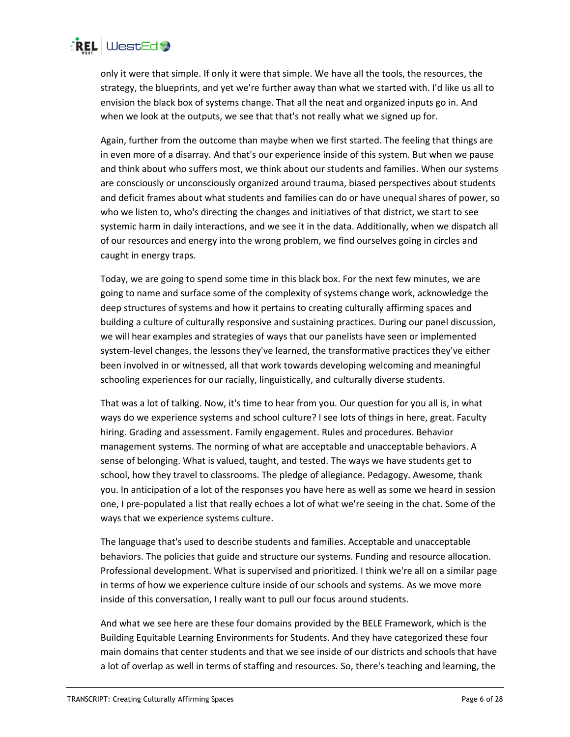only it were that simple. If only it were that simple. We have all the tools, the resources, the strategy, the blueprints, and yet we're further away than what we started with. I'd like us all to envision the black box of systems change. That all the neat and organized inputs go in. And when we look at the outputs, we see that that's not really what we signed up for.

Again, further from the outcome than maybe when we first started. The feeling that things are in even more of a disarray. And that's our experience inside of this system. But when we pause and think about who suffers most, we think about our students and families. When our systems are consciously or unconsciously organized around trauma, biased perspectives about students and deficit frames about what students and families can do or have unequal shares of power, so who we listen to, who's directing the changes and initiatives of that district, we start to see systemic harm in daily interactions, and we see it in the data. Additionally, when we dispatch all of our resources and energy into the wrong problem, we find ourselves going in circles and caught in energy traps.

Today, we are going to spend some time in this black box. For the next few minutes, we are going to name and surface some of the complexity of systems change work, acknowledge the deep structures of systems and how it pertains to creating culturally affirming spaces and building a culture of culturally responsive and sustaining practices. During our panel discussion, we will hear examples and strategies of ways that our panelists have seen or implemented system-level changes, the lessons they've learned, the transformative practices they've either been involved in or witnessed, all that work towards developing welcoming and meaningful schooling experiences for our racially, linguistically, and culturally diverse students.

That was a lot of talking. Now, it's time to hear from you. Our question for you all is, in what ways do we experience systems and school culture? I see lots of things in here, great. Faculty hiring. Grading and assessment. Family engagement. Rules and procedures. Behavior management systems. The norming of what are acceptable and unacceptable behaviors. A sense of belonging. What is valued, taught, and tested. The ways we have students get to school, how they travel to classrooms. The pledge of allegiance. Pedagogy. Awesome, thank you. In anticipation of a lot of the responses you have here as well as some we heard in session one, I pre-populated a list that really echoes a lot of what we're seeing in the chat. Some of the ways that we experience systems culture.

The language that's used to describe students and families. Acceptable and unacceptable behaviors. The policies that guide and structure our systems. Funding and resource allocation. Professional development. What is supervised and prioritized. I think we're all on a similar page in terms of how we experience culture inside of our schools and systems. As we move more inside of this conversation, I really want to pull our focus around students.

And what we see here are these four domains provided by the BELE Framework, which is the Building Equitable Learning Environments for Students. And they have categorized these four main domains that center students and that we see inside of our districts and schools that have a lot of overlap as well in terms of staffing and resources. So, there's teaching and learning, the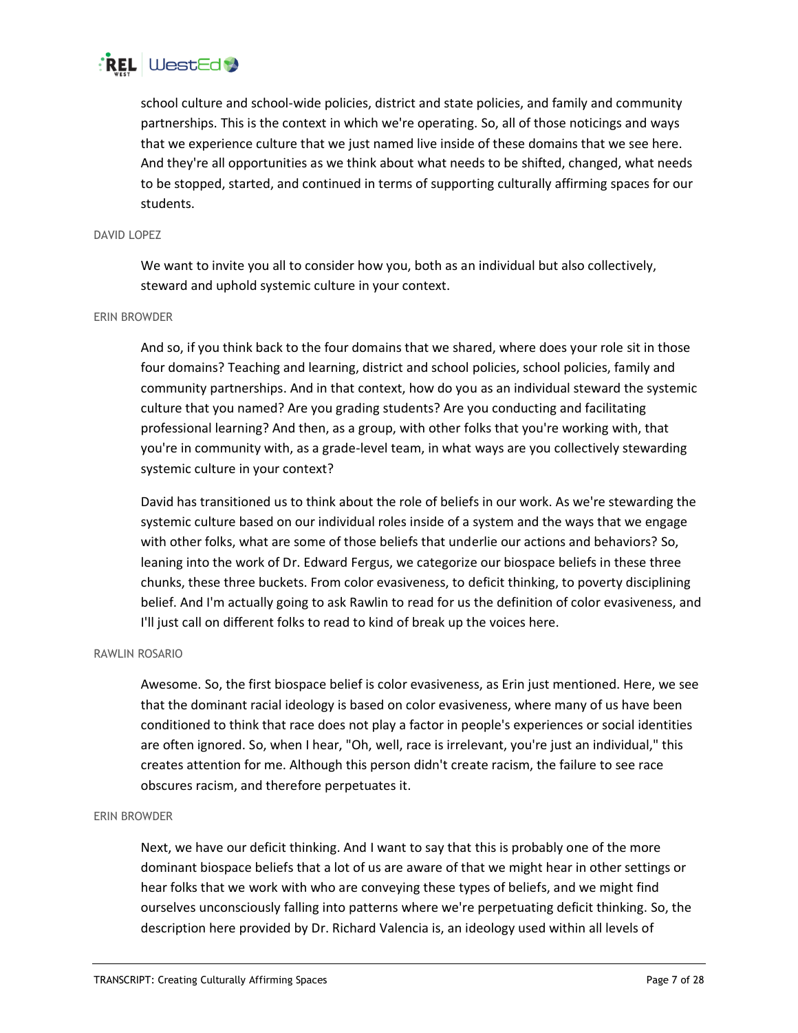school culture and school-wide policies, district and state policies, and family and community partnerships. This is the context in which we're operating. So, all of those noticings and ways that we experience culture that we just named live inside of these domains that we see here. And they're all opportunities as we think about what needs to be shifted, changed, what needs to be stopped, started, and continued in terms of supporting culturally affirming spaces for our students.

DAVID LOPEZ

We want to invite you all to consider how you, both as an individual but also collectively, steward and uphold systemic culture in your context.

ERIN BROWDER

And so, if you think back to the four domains that we shared, where does your role sit in those four domains? Teaching and learning, district and school policies, school policies, family and community partnerships. And in that context, how do you as an individual steward the systemic culture that you named? Are you grading students? Are you conducting and facilitating professional learning? And then, as a group, with other folks that you're working with, that you're in community with, as a grade-level team, in what ways are you collectively stewarding systemic culture in your context?

David has transitioned us to think about the role of beliefs in our work. As we're stewarding the systemic culture based on our individual roles inside of a system and the ways that we engage with other folks, what are some of those beliefs that underlie our actions and behaviors? So, leaning into the work of Dr. Edward Fergus, we categorize our biospace beliefs in these three chunks, these three buckets. From color evasiveness, to deficit thinking, to poverty disciplining belief. And I'm actually going to ask Rawlin to read for us the definition of color evasiveness, and I'll just call on different folks to read to kind of break up the voices here.

RAWLIN ROSARIO

Awesome. So, the first biospace belief is color evasiveness, as Erin just mentioned. Here, we see that the dominant racial ideology is based on color evasiveness, where many of us have been conditioned to think that race does not play a factor in people's experiences or social identities are often ignored. So, when I hear, "Oh, well, race is irrelevant, you're just an individual," this creates attention for me. Although this person didn't create racism, the failure to see race obscures racism, and therefore perpetuates it.

ERIN BROWDER

Next, we have our deficit thinking. And I want to say that this is probably one of the more dominant biospace beliefs that a lot of us are aware of that we might hear in other settings or hear folks that we work with who are conveying these types of beliefs, and we might find ourselves unconsciously falling into patterns where we're perpetuating deficit thinking. So, the description here provided by Dr. Richard Valencia is, an ideology used within all levels of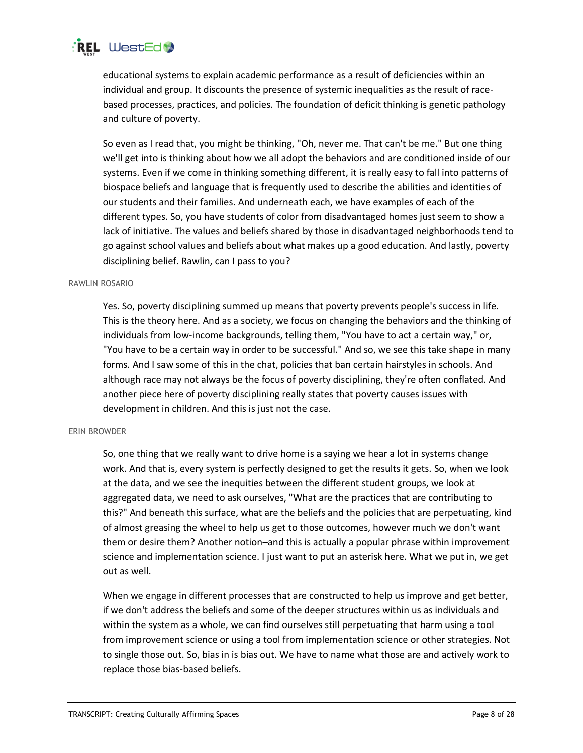educational systems to explain academic performance as a result of deficiencies within an individual and group. It discounts the presence of systemic inequalities as the result of race-based processes, practices, and policies. The foundation of deficit thinking is genetic pathology and culture of poverty.

So even as I read that, you might be thinking, "Oh, never me. That can't be me." But one thing we'll get into is thinking about how we all adopt the behaviors and are conditioned inside of our systems. Even if we come in thinking something different, it is really easy to fall into patterns of biospace beliefs and language that is frequently used to describe the abilities and identities of our students and their families. And underneath each, we have examples of each of the different types. So, you have students of color from disadvantaged homes just seem to show a lack of initiative. The values and beliefs shared by those in disadvantaged neighborhoods tend to go against school values and beliefs about what makes up a good education. And lastly, poverty disciplining belief. Rawlin, can I pass to you?

RAWLIN ROSARIO

Yes. So, poverty disciplining summed up means that poverty prevents people's success in life. This is the theory here. And as a society, we focus on changing the behaviors and the thinking of individuals from low-income backgrounds, telling them, "You have to act a certain way," or, "You have to be a certain way in order to be successful." And so, we see this take shape in many forms. And I saw some of this in the chat, policies that ban certain hairstyles in schools. And although race may not always be the focus of poverty disciplining, they're often conflated. And another piece here of poverty disciplining really states that poverty causes issues with development in children. And this is just not the case.

ERIN BROWDER

So, one thing that we really want to drive home is a saying we hear a lot in systems change work. And that is, every system is perfectly designed to get the results it gets. So, when we look at the data, and we see the inequities between the different student groups, we look at aggregated data, we need to ask ourselves, "What are the practices that are contributing to this?" And beneath this surface, what are the beliefs and the policies that are perpetuating, kind of almost greasing the wheel to help us get to those outcomes, however much we don't want them or desire them? Another notion–and this is actually a popular phrase within improvement science and implementation science. I just want to put an asterisk here. What we put in, we get out as well.

When we engage in different processes that are constructed to help us improve and get better, if we don't address the beliefs and some of the deeper structures within us as individuals and within the system as a whole, we can find ourselves still perpetuating that harm using a tool from improvement science or using a tool from implementation science or other strategies. Not to single those out. So, bias in is bias out. We have to name what those are and actively work to replace those bias-based beliefs.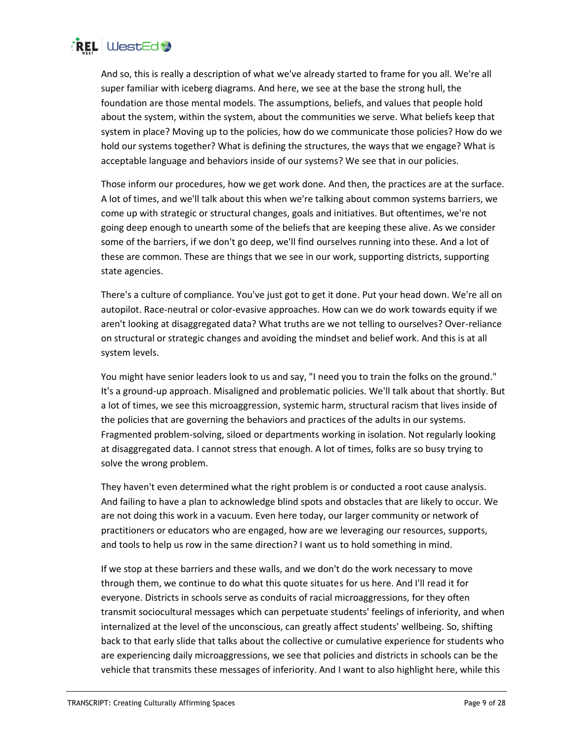And so, this is really a description of what we've already started to frame for you all. We're all super familiar with iceberg diagrams. And here, we see at the base the strong hull, the foundation are those mental models. The assumptions, beliefs, and values that people hold about the system, within the system, about the communities we serve. What beliefs keep that system in place? Moving up to the policies, how do we communicate those policies? How do we hold our systems together? What is defining the structures, the ways that we engage? What is acceptable language and behaviors inside of our systems? We see that in our policies.

Those inform our procedures, how we get work done. And then, the practices are at the surface. A lot of times, and we'll talk about this when we're talking about common systems barriers, we come up with strategic or structural changes, goals and initiatives. But oftentimes, we're not going deep enough to unearth some of the beliefs that are keeping these alive. As we consider some of the barriers, if we don't go deep, we'll find ourselves running into these. And a lot of these are common. These are things that we see in our work, supporting districts, supporting state agencies.

There's a culture of compliance. You've just got to get it done. Put your head down. We're all on autopilot. Race-neutral or color-evasive approaches. How can we do work towards equity if we aren't looking at disaggregated data? What truths are we not telling to ourselves? Over-reliance on structural or strategic changes and avoiding the mindset and belief work. And this is at all system levels.

You might have senior leaders look to us and say, "I need you to train the folks on the ground." It's a ground-up approach. Misaligned and problematic policies. We'll talk about that shortly. But a lot of times, we see this microaggression, systemic harm, structural racism that lives inside of the policies that are governing the behaviors and practices of the adults in our systems. Fragmented problem-solving, siloed or departments working in isolation. Not regularly looking at disaggregated data. I cannot stress that enough. A lot of times, folks are so busy trying to solve the wrong problem.

They haven't even determined what the right problem is or conducted a root cause analysis. And failing to have a plan to acknowledge blind spots and obstacles that are likely to occur. We are not doing this work in a vacuum. Even here today, our larger community or network of practitioners or educators who are engaged, how are we leveraging our resources, supports, and tools to help us row in the same direction? I want us to hold something in mind.

If we stop at these barriers and these walls, and we don't do the work necessary to move through them, we continue to do what this quote situates for us here. And I'll read it for everyone. Districts in schools serve as conduits of racial microaggressions, for they often transmit sociocultural messages which can perpetuate students' feelings of inferiority, and when internalized at the level of the unconscious, can greatly affect students' wellbeing. So, shifting back to that early slide that talks about the collective or cumulative experience for students who are experiencing daily microaggressions, we see that policies and districts in schools can be the vehicle that transmits these messages of inferiority. And I want to also highlight here, while this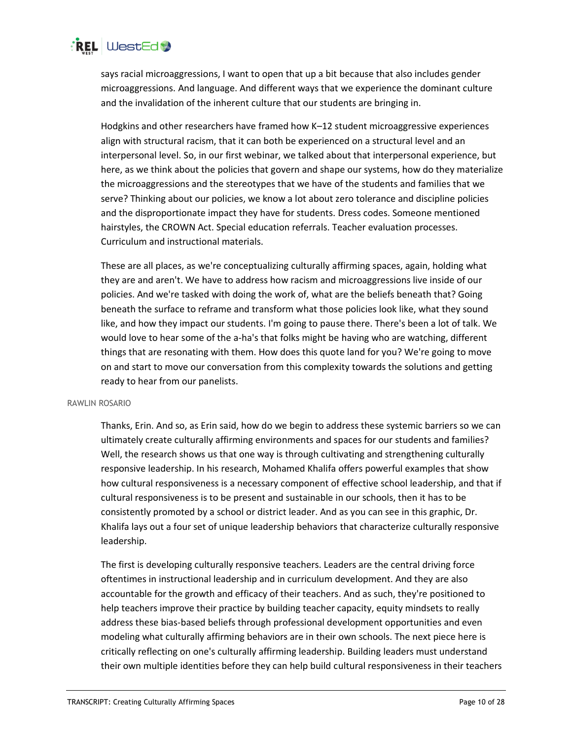says racial microaggressions, I want to open that up a bit because that also includes gender microaggressions. And language. And different ways that we experience the dominant culture and the invalidation of the inherent culture that our students are bringing in.

Hodgkins and other researchers have framed how K–12 student microaggressive experiences align with structural racism, that it can both be experienced on a structural level and an interpersonal level. So, in our first webinar, we talked about that interpersonal experience, but here, as we think about the policies that govern and shape our systems, how do they materialize the microaggressions and the stereotypes that we have of the students and families that we serve? Thinking about our policies, we know a lot about zero tolerance and discipline policies and the disproportionate impact they have for students. Dress codes. Someone mentioned hairstyles, the CROWN Act. Special education referrals. Teacher evaluation processes. Curriculum and instructional materials.

These are all places, as we're conceptualizing culturally affirming spaces, again, holding what they are and aren't. We have to address how racism and microaggressions live inside of our policies. And we're tasked with doing the work of, what are the beliefs beneath that? Going beneath the surface to reframe and transform what those policies look like, what they sound like, and how they impact our students. I'm going to pause there. There's been a lot of talk. We would love to hear some of the a-ha's that folks might be having who are watching, different things that are resonating with them. How does this quote land for you? We're going to move on and start to move our conversation from this complexity towards the solutions and getting ready to hear from our panelists.

RAWLIN ROSARIO

Thanks, Erin. And so, as Erin said, how do we begin to address these systemic barriers so we can ultimately create culturally affirming environments and spaces for our students and families? Well, the research shows us that one way is through cultivating and strengthening culturally responsive leadership. In his research, Mohamed Khalifa offers powerful examples that show how cultural responsiveness is a necessary component of effective school leadership, and that if cultural responsiveness is to be present and sustainable in our schools, then it has to be consistently promoted by a school or district leader. And as you can see in this graphic, Dr. Khalifa lays out a four set of unique leadership behaviors that characterize culturally responsive leadership.

The first is developing culturally responsive teachers. Leaders are the central driving force oftentimes in instructional leadership and in curriculum development. And they are also accountable for the growth and efficacy of their teachers. And as such, they're positioned to help teachers improve their practice by building teacher capacity, equity mindsets to really address these bias-based beliefs through professional development opportunities and even modeling what culturally affirming behaviors are in their own schools. The next piece here is critically reflecting on one's culturally affirming leadership. Building leaders must understand their own multiple identities before they can help build cultural responsiveness in their teachers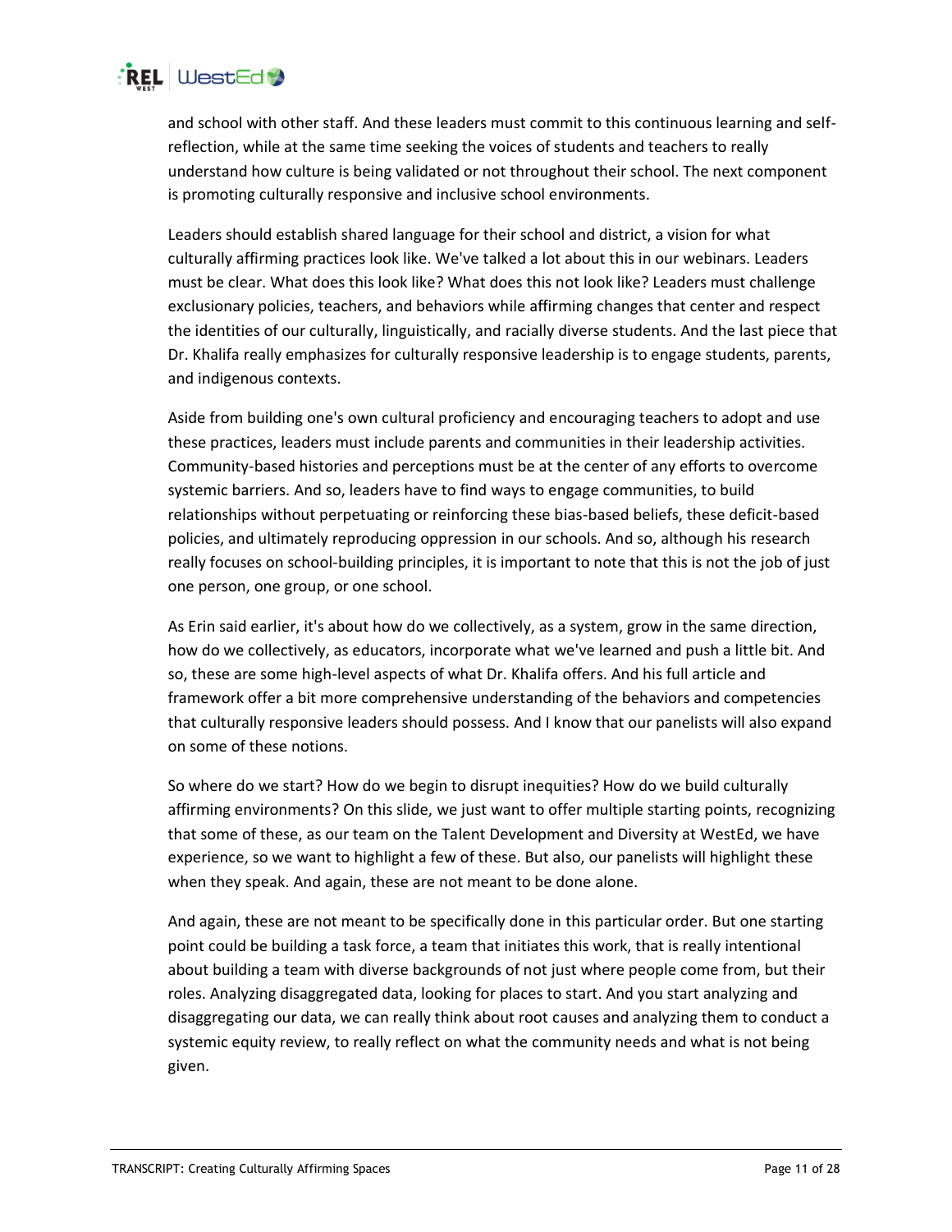and school with other staff. And these leaders must commit to this continuous learning and self-reflection, while at the same time seeking the voices of students and teachers to really understand how culture is being validated or not throughout their school. The next component is promoting culturally responsive and inclusive school environments.

Leaders should establish shared language for their school and district, a vision for what culturally affirming practices look like. We've talked a lot about this in our webinars. Leaders must be clear. What does this look like? What does this not look like? Leaders must challenge exclusionary policies, teachers, and behaviors while affirming changes that center and respect the identities of our culturally, linguistically, and racially diverse students. And the last piece that Dr. Khalifa really emphasizes for culturally responsive leadership is to engage students, parents, and indigenous contexts.

Aside from building one's own cultural proficiency and encouraging teachers to adopt and use these practices, leaders must include parents and communities in their leadership activities. Community-based histories and perceptions must be at the center of any efforts to overcome systemic barriers. And so, leaders have to find ways to engage communities, to build relationships without perpetuating or reinforcing these bias-based beliefs, these deficit-based policies, and ultimately reproducing oppression in our schools. And so, although his research really focuses on school-building principles, it is important to note that this is not the job of just one person, one group, or one school.

As Erin said earlier, it's about how do we collectively, as a system, grow in the same direction, how do we collectively, as educators, incorporate what we've learned and push a little bit. And so, these are some high-level aspects of what Dr. Khalifa offers. And his full article and framework offer a bit more comprehensive understanding of the behaviors and competencies that culturally responsive leaders should possess. And I know that our panelists will also expand on some of these notions.

So where do we start? How do we begin to disrupt inequities? How do we build culturally affirming environments? On this slide, we just want to offer multiple starting points, recognizing that some of these, as our team on the Talent Development and Diversity at WestEd, we have experience, so we want to highlight a few of these. But also, our panelists will highlight these when they speak. And again, these are not meant to be done alone.

And again, these are not meant to be specifically done in this particular order. But one starting point could be building a task force, a team that initiates this work, that is really intentional about building a team with diverse backgrounds of not just where people come from, but their roles. Analyzing disaggregated data, looking for places to start. And you start analyzing and disaggregating our data, we can really think about root causes and analyzing them to conduct a systemic equity review, to really reflect on what the community needs and what is not being given.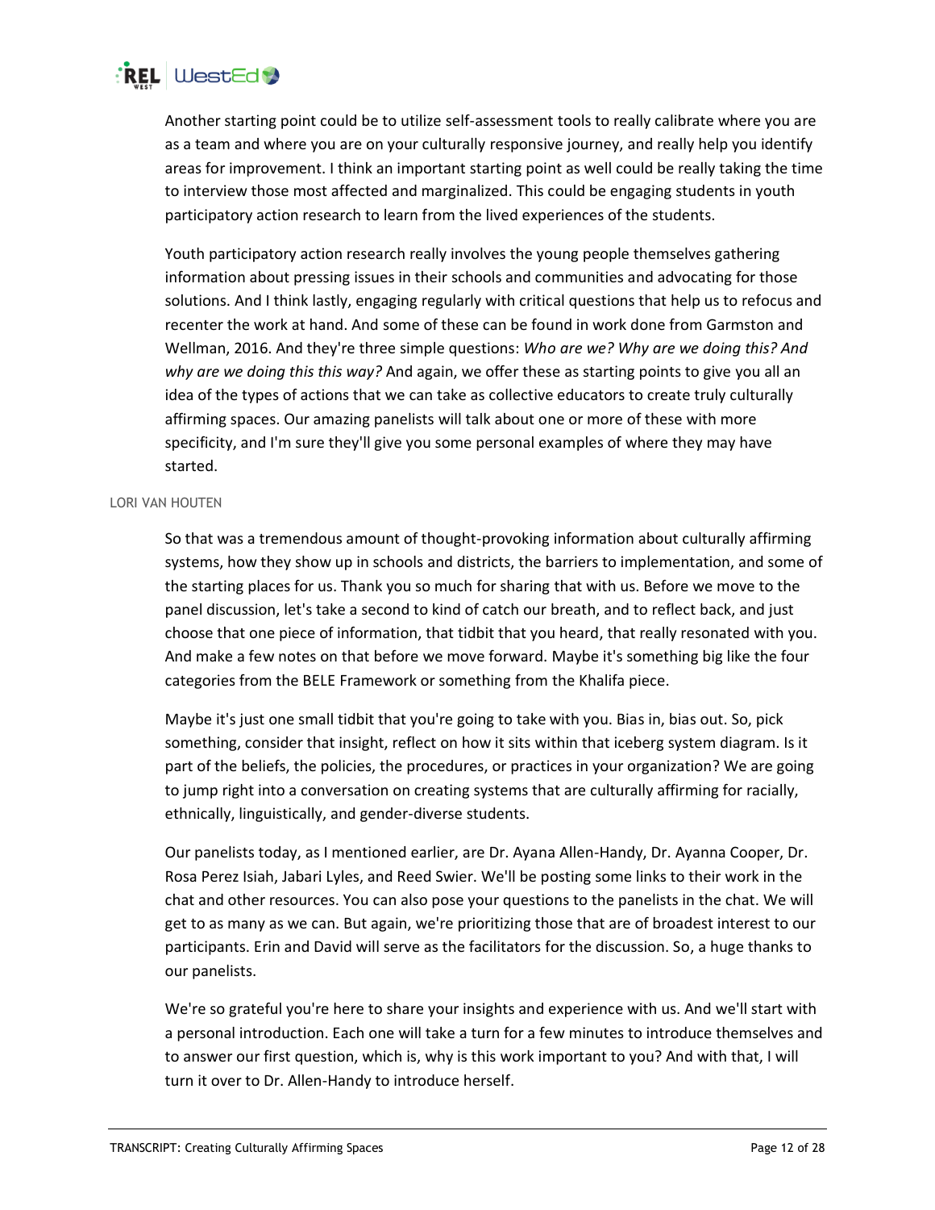Another starting point could be to utilize self-assessment tools to really calibrate where you are as a team and where you are on your culturally responsive journey, and really help you identify areas for improvement. I think an important starting point as well could be really taking the time to interview those most affected and marginalized. This could be engaging students in youth participatory action research to learn from the lived experiences of the students.

Youth participatory action research really involves the young people themselves gathering information about pressing issues in their schools and communities and advocating for those solutions. And I think lastly, engaging regularly with critical questions that help us to refocus and recenter the work at hand. And some of these can be found in work done from Garmston and Wellman, 2016. And they're three simple questions: *Who are we? Why are we doing this? And why are we doing this this way?* And again, we offer these as starting points to give you all an idea of the types of actions that we can take as collective educators to create truly culturally affirming spaces. Our amazing panelists will talk about one or more of these with more specificity, and I'm sure they'll give you some personal examples of where they may have started.

LORI VAN HOUTEN

So that was a tremendous amount of thought-provoking information about culturally affirming systems, how they show up in schools and districts, the barriers to implementation, and some of the starting places for us. Thank you so much for sharing that with us. Before we move to the panel discussion, let's take a second to kind of catch our breath, and to reflect back, and just choose that one piece of information, that tidbit that you heard, that really resonated with you. And make a few notes on that before we move forward. Maybe it's something big like the four categories from the BELE Framework or something from the Khalifa piece.

Maybe it's just one small tidbit that you're going to take with you. Bias in, bias out. So, pick something, consider that insight, reflect on how it sits within that iceberg system diagram. Is it part of the beliefs, the policies, the procedures, or practices in your organization? We are going to jump right into a conversation on creating systems that are culturally affirming for racially, ethnically, linguistically, and gender-diverse students.

Our panelists today, as I mentioned earlier, are Dr. Ayana Allen-Handy, Dr. Ayanna Cooper, Dr. Rosa Perez Isiah, Jabari Lyles, and Reed Swier. We'll be posting some links to their work in the chat and other resources. You can also pose your questions to the panelists in the chat. We will get to as many as we can. But again, we're prioritizing those that are of broadest interest to our participants. Erin and David will serve as the facilitators for the discussion. So, a huge thanks to our panelists.

We're so grateful you're here to share your insights and experience with us. And we'll start with a personal introduction. Each one will take a turn for a few minutes to introduce themselves and to answer our first question, which is, why is this work important to you? And with that, I will turn it over to Dr. Allen-Handy to introduce herself.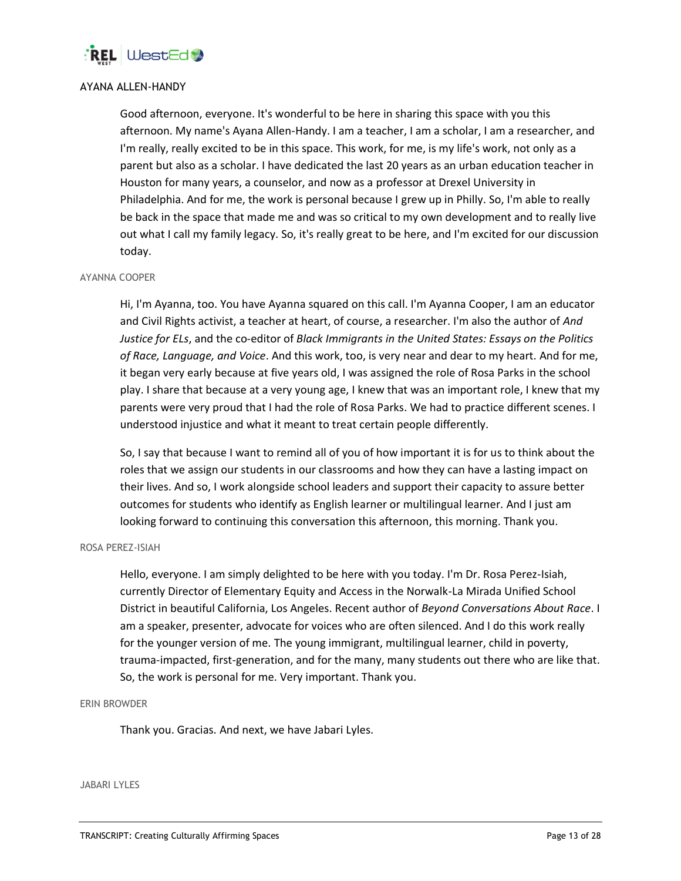AYANA ALLEN-HANDY

Good afternoon, everyone. It's wonderful to be here in sharing this space with you this afternoon. My name's Ayana Allen-Handy. I am a teacher, I am a scholar, I am a researcher, and I'm really, really excited to be in this space. This work, for me, is my life's work, not only as a parent but also as a scholar. I have dedicated the last 20 years as an urban education teacher in Houston for many years, a counselor, and now as a professor at Drexel University in Philadelphia. And for me, the work is personal because I grew up in Philly. So, I'm able to really be back in the space that made me and was so critical to my own development and to really live out what I call my family legacy. So, it's really great to be here, and I'm excited for our discussion today.

AYANNA COOPER

Hi, I'm Ayanna, too. You have Ayanna squared on this call. I'm Ayanna Cooper, I am an educator and Civil Rights activist, a teacher at heart, of course, a researcher. I'm also the author of *And Justice for ELs*, and the co-editor of *Black Immigrants in the United States: Essays on the Politics of Race, Language, and Voice*. And this work, too, is very near and dear to my heart. And for me, it began very early because at five years old, I was assigned the role of Rosa Parks in the school play. I share that because at a very young age, I knew that was an important role, I knew that my parents were very proud that I had the role of Rosa Parks. We had to practice different scenes. I understood injustice and what it meant to treat certain people differently.

So, I say that because I want to remind all of you of how important it is for us to think about the roles that we assign our students in our classrooms and how they can have a lasting impact on their lives. And so, I work alongside school leaders and support their capacity to assure better outcomes for students who identify as English learner or multilingual learner. And I just am looking forward to continuing this conversation this afternoon, this morning. Thank you.

ROSA PEREZ-ISIAH

Hello, everyone. I am simply delighted to be here with you today. I'm Dr. Rosa Perez-Isiah, currently Director of Elementary Equity and Access in the Norwalk-La Mirada Unified School District in beautiful California, Los Angeles. Recent author of *Beyond Conversations About Race*. I am a speaker, presenter, advocate for voices who are often silenced. And I do this work really for the younger version of me. The young immigrant, multilingual learner, child in poverty, trauma-impacted, first-generation, and for the many, many students out there who are like that. So, the work is personal for me. Very important. Thank you.

ERIN BROWDER

Thank you. Gracias. And next, we have Jabari Lyles.

JABARI LYLES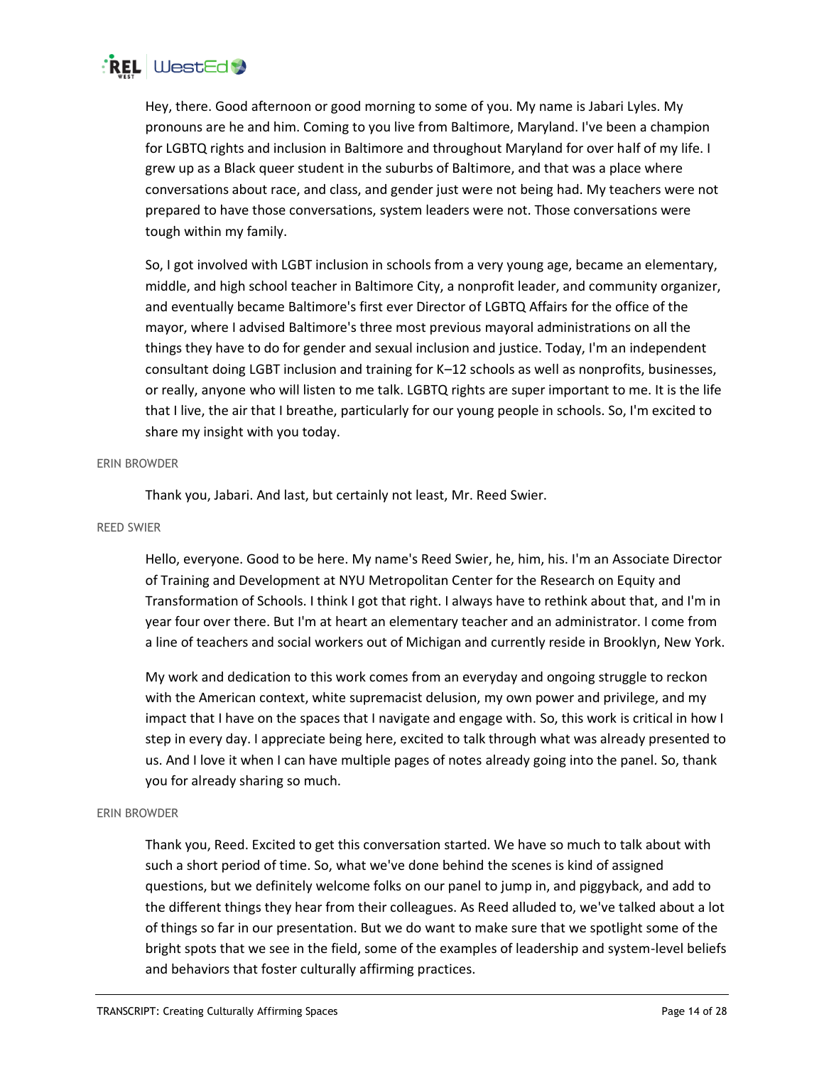Hey, there. Good afternoon or good morning to some of you. My name is Jabari Lyles. My pronouns are he and him. Coming to you live from Baltimore, Maryland. I've been a champion for LGBTQ rights and inclusion in Baltimore and throughout Maryland for over half of my life. I grew up as a Black queer student in the suburbs of Baltimore, and that was a place where conversations about race, and class, and gender just were not being had. My teachers were not prepared to have those conversations, system leaders were not. Those conversations were tough within my family.

So, I got involved with LGBT inclusion in schools from a very young age, became an elementary, middle, and high school teacher in Baltimore City, a nonprofit leader, and community organizer, and eventually became Baltimore's first ever Director of LGBTQ Affairs for the office of the mayor, where I advised Baltimore's three most previous mayoral administrations on all the things they have to do for gender and sexual inclusion and justice. Today, I'm an independent consultant doing LGBT inclusion and training for K–12 schools as well as nonprofits, businesses, or really, anyone who will listen to me talk. LGBTQ rights are super important to me. It is the life that I live, the air that I breathe, particularly for our young people in schools. So, I'm excited to share my insight with you today.

ERIN BROWDER

Thank you, Jabari. And last, but certainly not least, Mr. Reed Swier.

REED SWIER

Hello, everyone. Good to be here. My name's Reed Swier, he, him, his. I'm an Associate Director of Training and Development at NYU Metropolitan Center for the Research on Equity and Transformation of Schools. I think I got that right. I always have to rethink about that, and I'm in year four over there. But I'm at heart an elementary teacher and an administrator. I come from a line of teachers and social workers out of Michigan and currently reside in Brooklyn, New York.

My work and dedication to this work comes from an everyday and ongoing struggle to reckon with the American context, white supremacist delusion, my own power and privilege, and my impact that I have on the spaces that I navigate and engage with. So, this work is critical in how I step in every day. I appreciate being here, excited to talk through what was already presented to us. And I love it when I can have multiple pages of notes already going into the panel. So, thank you for already sharing so much.

ERIN BROWDER

Thank you, Reed. Excited to get this conversation started. We have so much to talk about with such a short period of time. So, what we've done behind the scenes is kind of assigned questions, but we definitely welcome folks on our panel to jump in, and piggyback, and add to the different things they hear from their colleagues. As Reed alluded to, we've talked about a lot of things so far in our presentation. But we do want to make sure that we spotlight some of the bright spots that we see in the field, some of the examples of leadership and system-level beliefs and behaviors that foster culturally affirming practices.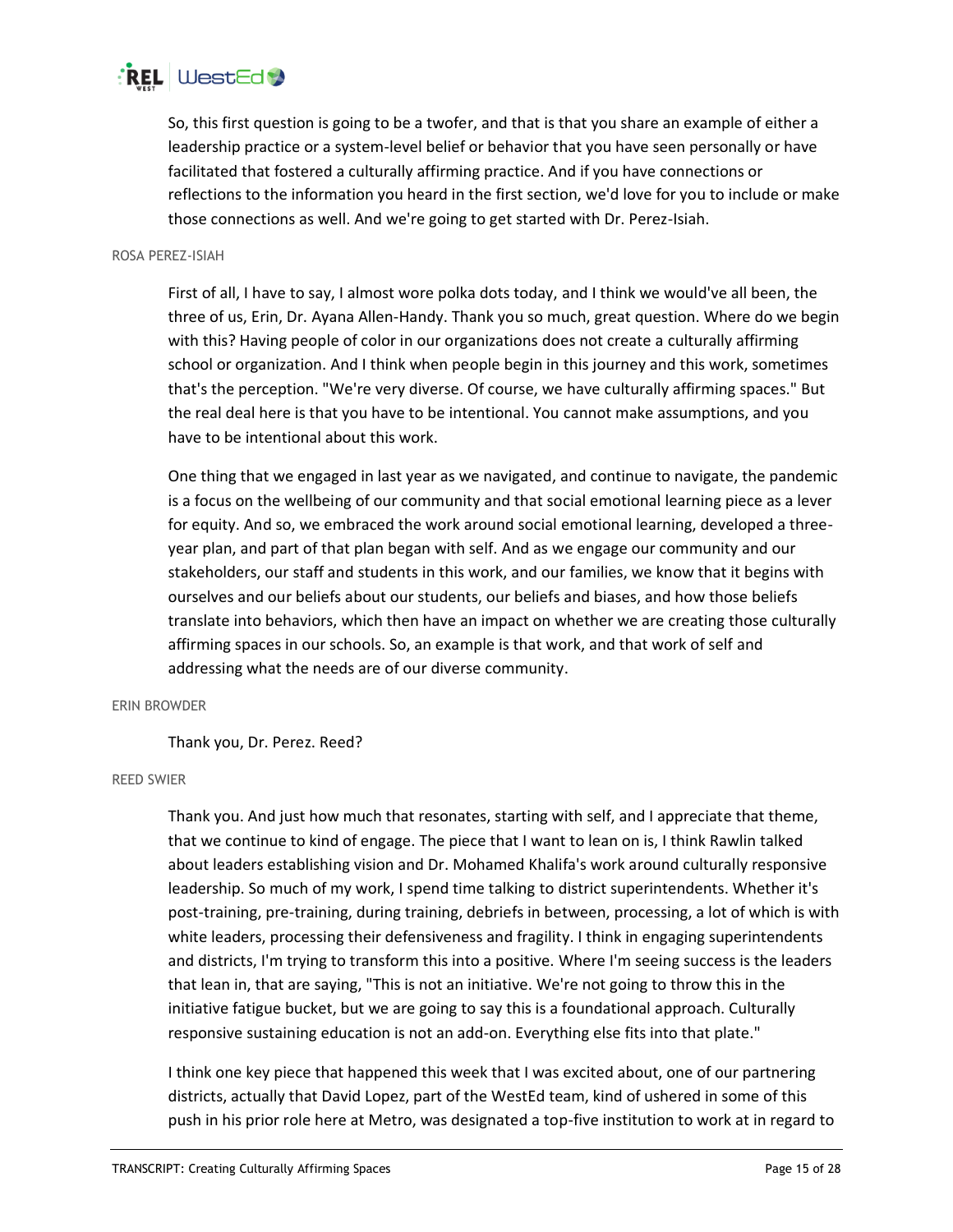So, this first question is going to be a twofer, and that is that you share an example of either a leadership practice or a system-level belief or behavior that you have seen personally or have facilitated that fostered a culturally affirming practice. And if you have connections or reflections to the information you heard in the first section, we'd love for you to include or make those connections as well. And we're going to get started with Dr. Perez-Isiah.

ROSA PEREZ-ISIAH

First of all, I have to say, I almost wore polka dots today, and I think we would've all been, the three of us, Erin, Dr. Ayana Allen-Handy. Thank you so much, great question. Where do we begin with this? Having people of color in our organizations does not create a culturally affirming school or organization. And I think when people begin in this journey and this work, sometimes that's the perception. "We're very diverse. Of course, we have culturally affirming spaces." But the real deal here is that you have to be intentional. You cannot make assumptions, and you have to be intentional about this work.

One thing that we engaged in last year as we navigated, and continue to navigate, the pandemic is a focus on the wellbeing of our community and that social emotional learning piece as a lever for equity. And so, we embraced the work around social emotional learning, developed a three-year plan, and part of that plan began with self. And as we engage our community and our stakeholders, our staff and students in this work, and our families, we know that it begins with ourselves and our beliefs about our students, our beliefs and biases, and how those beliefs translate into behaviors, which then have an impact on whether we are creating those culturally affirming spaces in our schools. So, an example is that work, and that work of self and addressing what the needs are of our diverse community.

ERIN BROWDER

Thank you, Dr. Perez. Reed?

REED SWIER

Thank you. And just how much that resonates, starting with self, and I appreciate that theme, that we continue to kind of engage. The piece that I want to lean on is, I think Rawlin talked about leaders establishing vision and Dr. Mohamed Khalifa's work around culturally responsive leadership. So much of my work, I spend time talking to district superintendents. Whether it's post-training, pre-training, during training, debriefs in between, processing, a lot of which is with white leaders, processing their defensiveness and fragility. I think in engaging superintendents and districts, I'm trying to transform this into a positive. Where I'm seeing success is the leaders that lean in, that are saying, "This is not an initiative. We're not going to throw this in the initiative fatigue bucket, but we are going to say this is a foundational approach. Culturally responsive sustaining education is not an add-on. Everything else fits into that plate."

I think one key piece that happened this week that I was excited about, one of our partnering districts, actually that David Lopez, part of the WestEd team, kind of ushered in some of this push in his prior role here at Metro, was designated a top-five institution to work at in regard to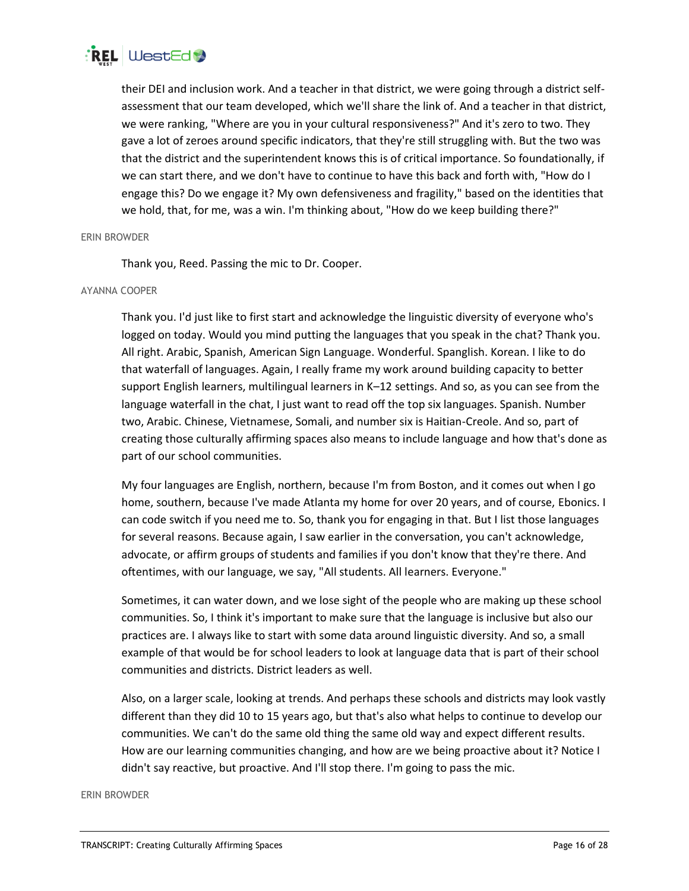their DEI and inclusion work. And a teacher in that district, we were going through a district self-assessment that our team developed, which we'll share the link of. And a teacher in that district, we were ranking, "Where are you in your cultural responsiveness?" And it's zero to two. They gave a lot of zeroes around specific indicators, that they're still struggling with. But the two was that the district and the superintendent knows this is of critical importance. So foundationally, if we can start there, and we don't have to continue to have this back and forth with, "How do I engage this? Do we engage it? My own defensiveness and fragility," based on the identities that we hold, that, for me, was a win. I'm thinking about, "How do we keep building there?"

ERIN BROWDER

Thank you, Reed. Passing the mic to Dr. Cooper.

AYANNA COOPER

Thank you. I'd just like to first start and acknowledge the linguistic diversity of everyone who's logged on today. Would you mind putting the languages that you speak in the chat? Thank you. All right. Arabic, Spanish, American Sign Language. Wonderful. Spanglish. Korean. I like to do that waterfall of languages. Again, I really frame my work around building capacity to better support English learners, multilingual learners in K–12 settings. And so, as you can see from the language waterfall in the chat, I just want to read off the top six languages. Spanish. Number two, Arabic. Chinese, Vietnamese, Somali, and number six is Haitian-Creole. And so, part of creating those culturally affirming spaces also means to include language and how that's done as part of our school communities.

My four languages are English, northern, because I'm from Boston, and it comes out when I go home, southern, because I've made Atlanta my home for over 20 years, and of course, Ebonics. I can code switch if you need me to. So, thank you for engaging in that. But I list those languages for several reasons. Because again, I saw earlier in the conversation, you can't acknowledge, advocate, or affirm groups of students and families if you don't know that they're there. And oftentimes, with our language, we say, "All students. All learners. Everyone."

Sometimes, it can water down, and we lose sight of the people who are making up these school communities. So, I think it's important to make sure that the language is inclusive but also our practices are. I always like to start with some data around linguistic diversity. And so, a small example of that would be for school leaders to look at language data that is part of their school communities and districts. District leaders as well.

Also, on a larger scale, looking at trends. And perhaps these schools and districts may look vastly different than they did 10 to 15 years ago, but that's also what helps to continue to develop our communities. We can't do the same old thing the same old way and expect different results. How are our learning communities changing, and how are we being proactive about it? Notice I didn't say reactive, but proactive. And I'll stop there. I'm going to pass the mic.

ERIN BROWDER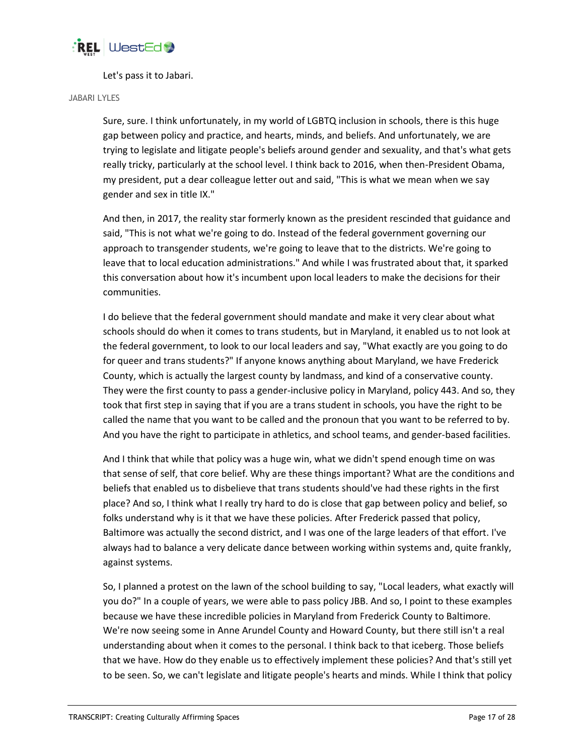Let's pass it to Jabari.

JABARI LYLES

Sure, sure. I think unfortunately, in my world of LGBTQ inclusion in schools, there is this huge gap between policy and practice, and hearts, minds, and beliefs. And unfortunately, we are trying to legislate and litigate people's beliefs around gender and sexuality, and that's what gets really tricky, particularly at the school level. I think back to 2016, when then-President Obama, my president, put a dear colleague letter out and said, "This is what we mean when we say gender and sex in title IX."

And then, in 2017, the reality star formerly known as the president rescinded that guidance and said, "This is not what we're going to do. Instead of the federal government governing our approach to transgender students, we're going to leave that to the districts. We're going to leave that to local education administrations." And while I was frustrated about that, it sparked this conversation about how it's incumbent upon local leaders to make the decisions for their communities.

I do believe that the federal government should mandate and make it very clear about what schools should do when it comes to trans students, but in Maryland, it enabled us to not look at the federal government, to look to our local leaders and say, "What exactly are you going to do for queer and trans students?" If anyone knows anything about Maryland, we have Frederick County, which is actually the largest county by landmass, and kind of a conservative county. They were the first county to pass a gender-inclusive policy in Maryland, policy 443. And so, they took that first step in saying that if you are a trans student in schools, you have the right to be called the name that you want to be called and the pronoun that you want to be referred to by. And you have the right to participate in athletics, and school teams, and gender-based facilities.

And I think that while that policy was a huge win, what we didn't spend enough time on was that sense of self, that core belief. Why are these things important? What are the conditions and beliefs that enabled us to disbelieve that trans students should've had these rights in the first place? And so, I think what I really try hard to do is close that gap between policy and belief, so folks understand why is it that we have these policies. After Frederick passed that policy, Baltimore was actually the second district, and I was one of the large leaders of that effort. I've always had to balance a very delicate dance between working within systems and, quite frankly, against systems.

So, I planned a protest on the lawn of the school building to say, "Local leaders, what exactly will you do?" In a couple of years, we were able to pass policy JBB. And so, I point to these examples because we have these incredible policies in Maryland from Frederick County to Baltimore. We're now seeing some in Anne Arundel County and Howard County, but there still isn't a real understanding about when it comes to the personal. I think back to that iceberg. Those beliefs that we have. How do they enable us to effectively implement these policies? And that's still yet to be seen. So, we can't legislate and litigate people's hearts and minds. While I think that policy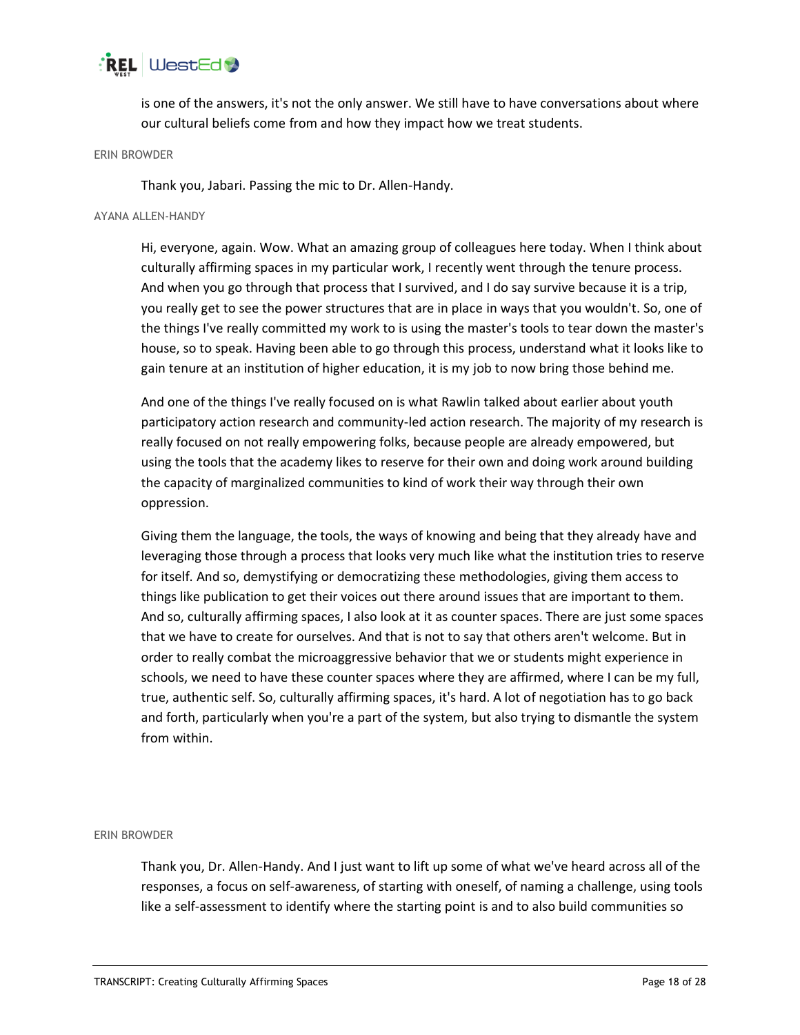is one of the answers, it's not the only answer. We still have to have conversations about where our cultural beliefs come from and how they impact how we treat students.

ERIN BROWDER

Thank you, Jabari. Passing the mic to Dr. Allen-Handy.

AYANA ALLEN-HANDY

Hi, everyone, again. Wow. What an amazing group of colleagues here today. When I think about culturally affirming spaces in my particular work, I recently went through the tenure process. And when you go through that process that I survived, and I do say survive because it is a trip, you really get to see the power structures that are in place in ways that you wouldn't. So, one of the things I've really committed my work to is using the master's tools to tear down the master's house, so to speak. Having been able to go through this process, understand what it looks like to gain tenure at an institution of higher education, it is my job to now bring those behind me.

And one of the things I've really focused on is what Rawlin talked about earlier about youth participatory action research and community-led action research. The majority of my research is really focused on not really empowering folks, because people are already empowered, but using the tools that the academy likes to reserve for their own and doing work around building the capacity of marginalized communities to kind of work their way through their own oppression.

Giving them the language, the tools, the ways of knowing and being that they already have and leveraging those through a process that looks very much like what the institution tries to reserve for itself. And so, demystifying or democratizing these methodologies, giving them access to things like publication to get their voices out there around issues that are important to them. And so, culturally affirming spaces, I also look at it as counter spaces. There are just some spaces that we have to create for ourselves. And that is not to say that others aren't welcome. But in order to really combat the microaggressive behavior that we or students might experience in schools, we need to have these counter spaces where they are affirmed, where I can be my full, true, authentic self. So, culturally affirming spaces, it's hard. A lot of negotiation has to go back and forth, particularly when you're a part of the system, but also trying to dismantle the system from within.

ERIN BROWDER

Thank you, Dr. Allen-Handy. And I just want to lift up some of what we've heard across all of the responses, a focus on self-awareness, of starting with oneself, of naming a challenge, using tools like a self-assessment to identify where the starting point is and to also build communities so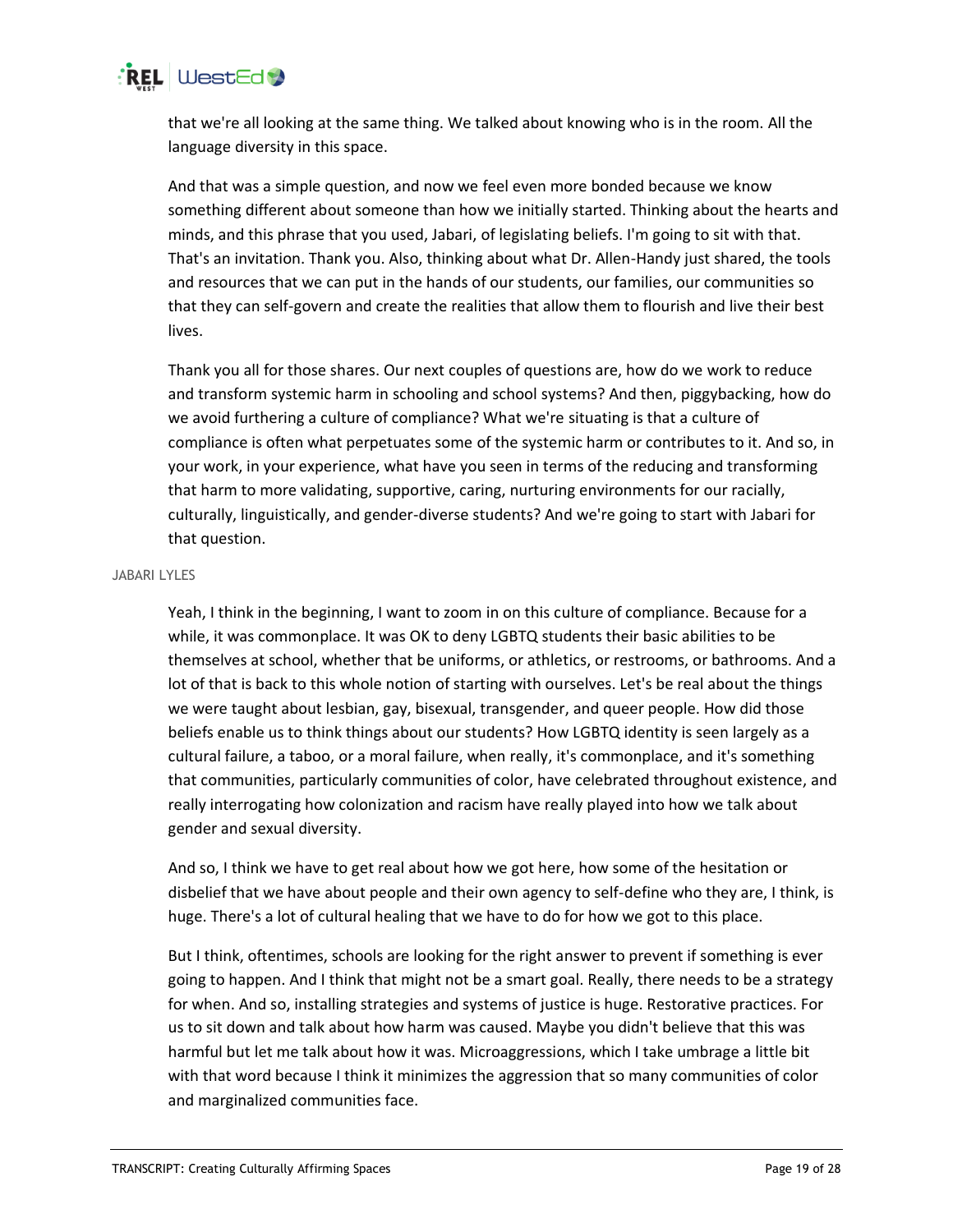that we're all looking at the same thing. We talked about knowing who is in the room. All the language diversity in this space.

And that was a simple question, and now we feel even more bonded because we know something different about someone than how we initially started. Thinking about the hearts and minds, and this phrase that you used, Jabari, of legislating beliefs. I'm going to sit with that. That's an invitation. Thank you. Also, thinking about what Dr. Allen-Handy just shared, the tools and resources that we can put in the hands of our students, our families, our communities so that they can self-govern and create the realities that allow them to flourish and live their best lives.

Thank you all for those shares. Our next couples of questions are, how do we work to reduce and transform systemic harm in schooling and school systems? And then, piggybacking, how do we avoid furthering a culture of compliance? What we're situating is that a culture of compliance is often what perpetuates some of the systemic harm or contributes to it. And so, in your work, in your experience, what have you seen in terms of the reducing and transforming that harm to more validating, supportive, caring, nurturing environments for our racially, culturally, linguistically, and gender-diverse students? And we're going to start with Jabari for that question.

JABARI LYLES

Yeah, I think in the beginning, I want to zoom in on this culture of compliance. Because for a while, it was commonplace. It was OK to deny LGBTQ students their basic abilities to be themselves at school, whether that be uniforms, or athletics, or restrooms, or bathrooms. And a lot of that is back to this whole notion of starting with ourselves. Let's be real about the things we were taught about lesbian, gay, bisexual, transgender, and queer people. How did those beliefs enable us to think things about our students? How LGBTQ identity is seen largely as a cultural failure, a taboo, or a moral failure, when really, it's commonplace, and it's something that communities, particularly communities of color, have celebrated throughout existence, and really interrogating how colonization and racism have really played into how we talk about gender and sexual diversity.

And so, I think we have to get real about how we got here, how some of the hesitation or disbelief that we have about people and their own agency to self-define who they are, I think, is huge. There's a lot of cultural healing that we have to do for how we got to this place.

But I think, oftentimes, schools are looking for the right answer to prevent if something is ever going to happen. And I think that might not be a smart goal. Really, there needs to be a strategy for when. And so, installing strategies and systems of justice is huge. Restorative practices. For us to sit down and talk about how harm was caused. Maybe you didn't believe that this was harmful but let me talk about how it was. Microaggressions, which I take umbrage a little bit with that word because I think it minimizes the aggression that so many communities of color and marginalized communities face.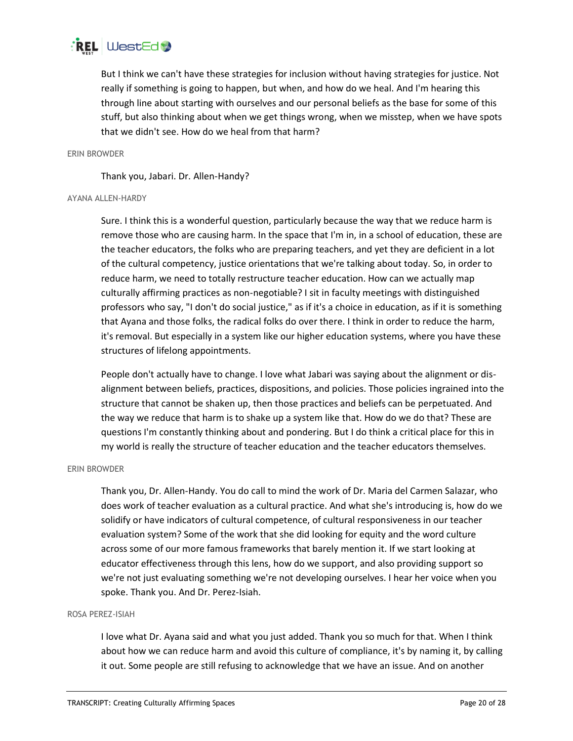But I think we can't have these strategies for inclusion without having strategies for justice. Not really if something is going to happen, but when, and how do we heal. And I'm hearing this through line about starting with ourselves and our personal beliefs as the base for some of this stuff, but also thinking about when we get things wrong, when we misstep, when we have spots that we didn't see. How do we heal from that harm?

ERIN BROWDER

Thank you, Jabari. Dr. Allen-Handy?

AYANA ALLEN-HARDY

Sure. I think this is a wonderful question, particularly because the way that we reduce harm is remove those who are causing harm. In the space that I'm in, in a school of education, these are the teacher educators, the folks who are preparing teachers, and yet they are deficient in a lot of the cultural competency, justice orientations that we're talking about today. So, in order to reduce harm, we need to totally restructure teacher education. How can we actually map culturally affirming practices as non-negotiable? I sit in faculty meetings with distinguished professors who say, "I don't do social justice," as if it's a choice in education, as if it is something that Ayana and those folks, the radical folks do over there. I think in order to reduce the harm, it's removal. But especially in a system like our higher education systems, where you have these structures of lifelong appointments.

People don't actually have to change. I love what Jabari was saying about the alignment or dis-alignment between beliefs, practices, dispositions, and policies. Those policies ingrained into the structure that cannot be shaken up, then those practices and beliefs can be perpetuated. And the way we reduce that harm is to shake up a system like that. How do we do that? These are questions I'm constantly thinking about and pondering. But I do think a critical place for this in my world is really the structure of teacher education and the teacher educators themselves.

ERIN BROWDER

Thank you, Dr. Allen-Handy. You do call to mind the work of Dr. Maria del Carmen Salazar, who does work of teacher evaluation as a cultural practice. And what she's introducing is, how do we solidify or have indicators of cultural competence, of cultural responsiveness in our teacher evaluation system? Some of the work that she did looking for equity and the word culture across some of our more famous frameworks that barely mention it. If we start looking at educator effectiveness through this lens, how do we support, and also providing support so we're not just evaluating something we're not developing ourselves. I hear her voice when you spoke. Thank you. And Dr. Perez-Isiah.

ROSA PEREZ-ISIAH

I love what Dr. Ayana said and what you just added. Thank you so much for that. When I think about how we can reduce harm and avoid this culture of compliance, it's by naming it, by calling it out. Some people are still refusing to acknowledge that we have an issue. And on another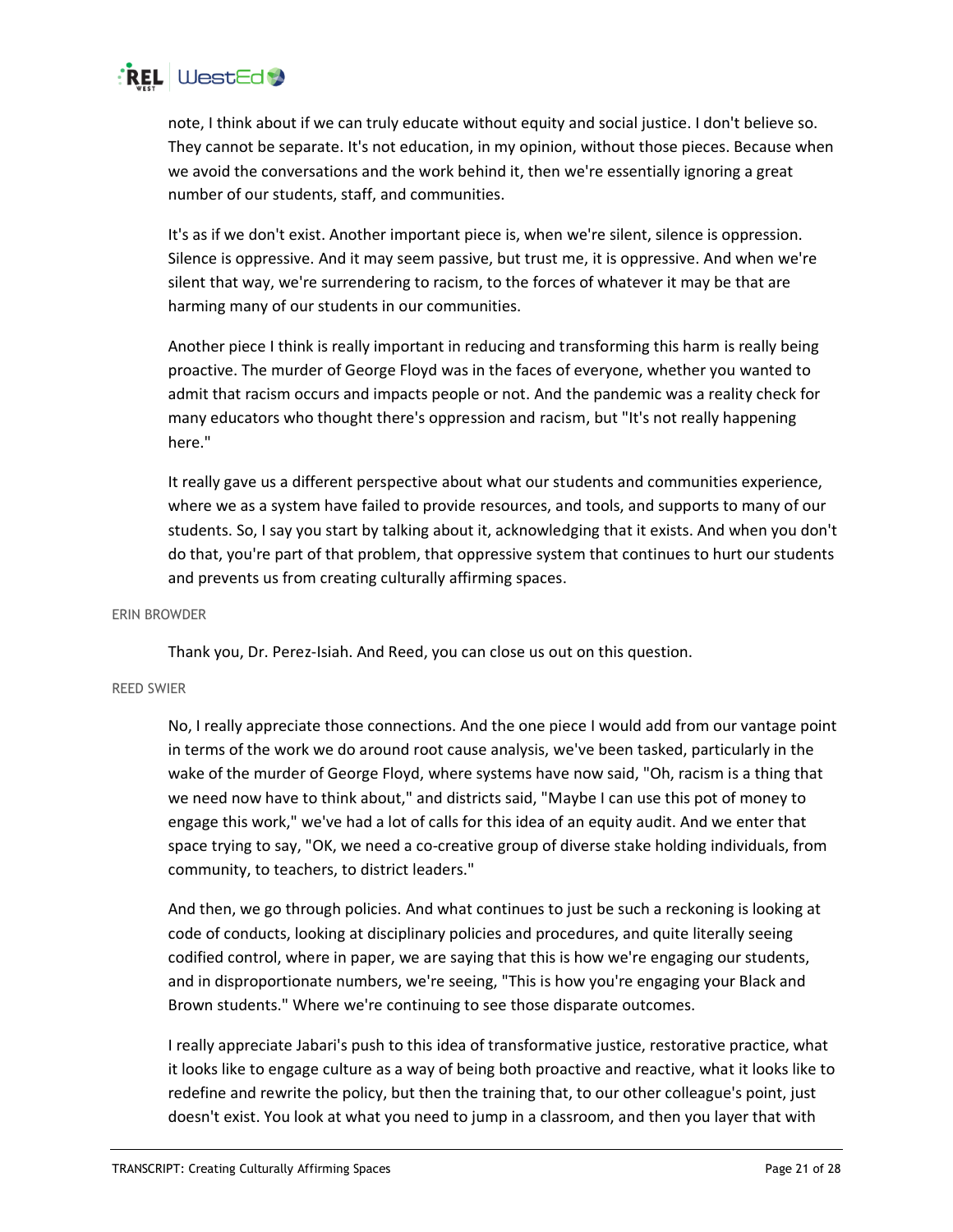note, I think about if we can truly educate without equity and social justice. I don't believe so. They cannot be separate. It's not education, in my opinion, without those pieces. Because when we avoid the conversations and the work behind it, then we're essentially ignoring a great number of our students, staff, and communities.

It's as if we don't exist. Another important piece is, when we're silent, silence is oppression. Silence is oppressive. And it may seem passive, but trust me, it is oppressive. And when we're silent that way, we're surrendering to racism, to the forces of whatever it may be that are harming many of our students in our communities.

Another piece I think is really important in reducing and transforming this harm is really being proactive. The murder of George Floyd was in the faces of everyone, whether you wanted to admit that racism occurs and impacts people or not. And the pandemic was a reality check for many educators who thought there's oppression and racism, but "It's not really happening here."

It really gave us a different perspective about what our students and communities experience, where we as a system have failed to provide resources, and tools, and supports to many of our students. So, I say you start by talking about it, acknowledging that it exists. And when you don't do that, you're part of that problem, that oppressive system that continues to hurt our students and prevents us from creating culturally affirming spaces.

ERIN BROWDER

Thank you, Dr. Perez-Isiah. And Reed, you can close us out on this question.

REED SWIER

No, I really appreciate those connections. And the one piece I would add from our vantage point in terms of the work we do around root cause analysis, we've been tasked, particularly in the wake of the murder of George Floyd, where systems have now said, "Oh, racism is a thing that we need now have to think about," and districts said, "Maybe I can use this pot of money to engage this work," we've had a lot of calls for this idea of an equity audit. And we enter that space trying to say, "OK, we need a co-creative group of diverse stake holding individuals, from community, to teachers, to district leaders."

And then, we go through policies. And what continues to just be such a reckoning is looking at code of conducts, looking at disciplinary policies and procedures, and quite literally seeing codified control, where in paper, we are saying that this is how we're engaging our students, and in disproportionate numbers, we're seeing, "This is how you're engaging your Black and Brown students." Where we're continuing to see those disparate outcomes.

I really appreciate Jabari's push to this idea of transformative justice, restorative practice, what it looks like to engage culture as a way of being both proactive and reactive, what it looks like to redefine and rewrite the policy, but then the training that, to our other colleague's point, just doesn't exist. You look at what you need to jump in a classroom, and then you layer that with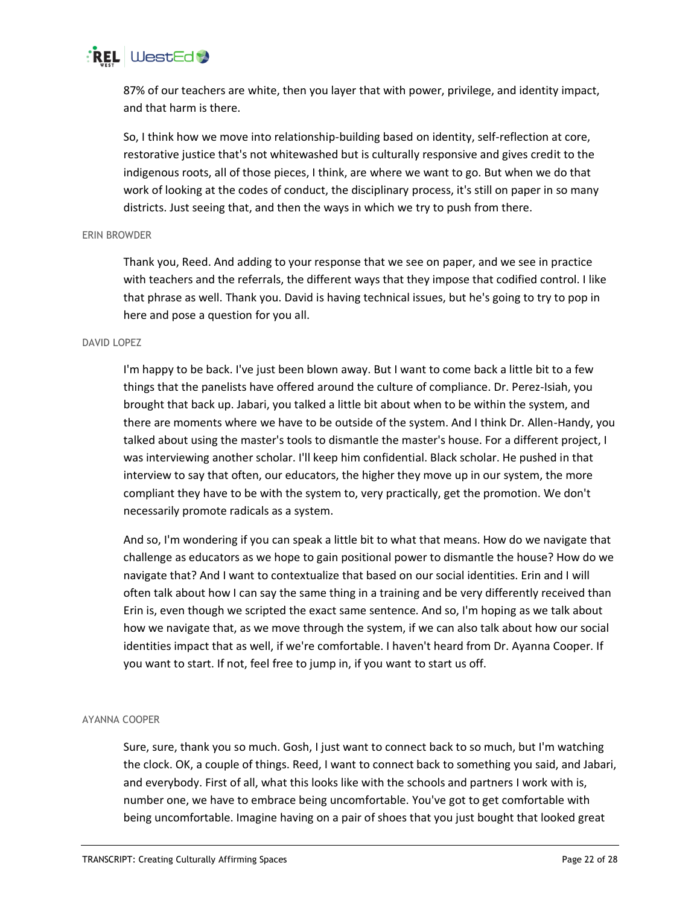87% of our teachers are white, then you layer that with power, privilege, and identity impact, and that harm is there.

So, I think how we move into relationship-building based on identity, self-reflection at core, restorative justice that's not whitewashed but is culturally responsive and gives credit to the indigenous roots, all of those pieces, I think, are where we want to go. But when we do that work of looking at the codes of conduct, the disciplinary process, it's still on paper in so many districts. Just seeing that, and then the ways in which we try to push from there.

ERIN BROWDER

Thank you, Reed. And adding to your response that we see on paper, and we see in practice with teachers and the referrals, the different ways that they impose that codified control. I like that phrase as well. Thank you. David is having technical issues, but he's going to try to pop in here and pose a question for you all.

DAVID LOPEZ

I'm happy to be back. I've just been blown away. But I want to come back a little bit to a few things that the panelists have offered around the culture of compliance. Dr. Perez-Isiah, you brought that back up. Jabari, you talked a little bit about when to be within the system, and there are moments where we have to be outside of the system. And I think Dr. Allen-Handy, you talked about using the master's tools to dismantle the master's house. For a different project, I was interviewing another scholar. I'll keep him confidential. Black scholar. He pushed in that interview to say that often, our educators, the higher they move up in our system, the more compliant they have to be with the system to, very practically, get the promotion. We don't necessarily promote radicals as a system.

And so, I'm wondering if you can speak a little bit to what that means. How do we navigate that challenge as educators as we hope to gain positional power to dismantle the house? How do we navigate that? And I want to contextualize that based on our social identities. Erin and I will often talk about how I can say the same thing in a training and be very differently received than Erin is, even though we scripted the exact same sentence. And so, I'm hoping as we talk about how we navigate that, as we move through the system, if we can also talk about how our social identities impact that as well, if we're comfortable. I haven't heard from Dr. Ayanna Cooper. If you want to start. If not, feel free to jump in, if you want to start us off.

AYANNA COOPER

Sure, sure, thank you so much. Gosh, I just want to connect back to so much, but I'm watching the clock. OK, a couple of things. Reed, I want to connect back to something you said, and Jabari, and everybody. First of all, what this looks like with the schools and partners I work with is, number one, we have to embrace being uncomfortable. You've got to get comfortable with being uncomfortable. Imagine having on a pair of shoes that you just bought that looked great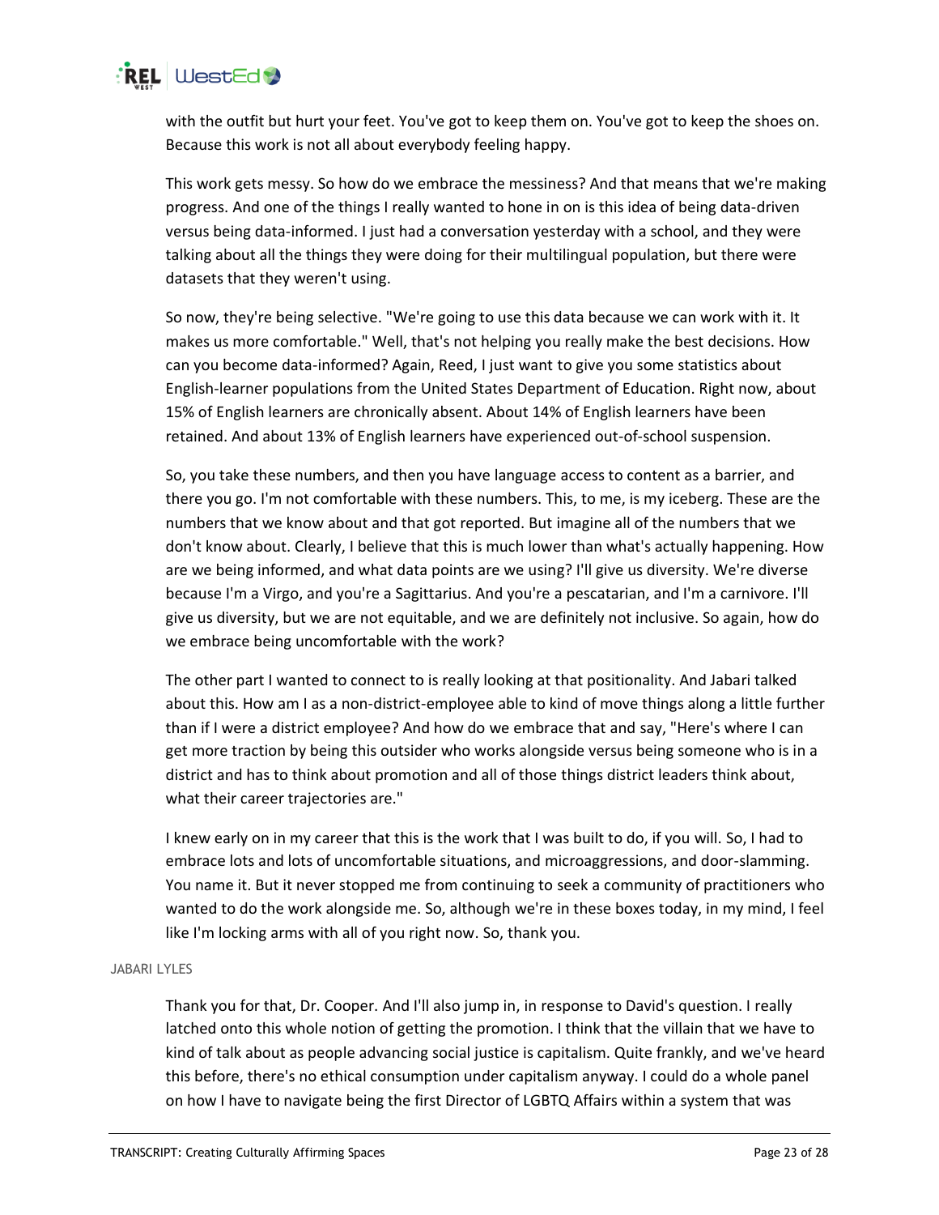with the outfit but hurt your feet. You've got to keep them on. You've got to keep the shoes on. Because this work is not all about everybody feeling happy.

This work gets messy. So how do we embrace the messiness? And that means that we're making progress. And one of the things I really wanted to hone in on is this idea of being data-driven versus being data-informed. I just had a conversation yesterday with a school, and they were talking about all the things they were doing for their multilingual population, but there were datasets that they weren't using.

So now, they're being selective. "We're going to use this data because we can work with it. It makes us more comfortable." Well, that's not helping you really make the best decisions. How can you become data-informed? Again, Reed, I just want to give you some statistics about English-learner populations from the United States Department of Education. Right now, about 15% of English learners are chronically absent. About 14% of English learners have been retained. And about 13% of English learners have experienced out-of-school suspension.

So, you take these numbers, and then you have language access to content as a barrier, and there you go. I'm not comfortable with these numbers. This, to me, is my iceberg. These are the numbers that we know about and that got reported. But imagine all of the numbers that we don't know about. Clearly, I believe that this is much lower than what's actually happening. How are we being informed, and what data points are we using? I'll give us diversity. We're diverse because I'm a Virgo, and you're a Sagittarius. And you're a pescatarian, and I'm a carnivore. I'll give us diversity, but we are not equitable, and we are definitely not inclusive. So again, how do we embrace being uncomfortable with the work?

The other part I wanted to connect to is really looking at that positionality. And Jabari talked about this. How am I as a non-district-employee able to kind of move things along a little further than if I were a district employee? And how do we embrace that and say, "Here's where I can get more traction by being this outsider who works alongside versus being someone who is in a district and has to think about promotion and all of those things district leaders think about, what their career trajectories are."

I knew early on in my career that this is the work that I was built to do, if you will. So, I had to embrace lots and lots of uncomfortable situations, and microaggressions, and door-slamming. You name it. But it never stopped me from continuing to seek a community of practitioners who wanted to do the work alongside me. So, although we're in these boxes today, in my mind, I feel like I'm locking arms with all of you right now. So, thank you.

JABARI LYLES

Thank you for that, Dr. Cooper. And I'll also jump in, in response to David's question. I really latched onto this whole notion of getting the promotion. I think that the villain that we have to kind of talk about as people advancing social justice is capitalism. Quite frankly, and we've heard this before, there's no ethical consumption under capitalism anyway. I could do a whole panel on how I have to navigate being the first Director of LGBTQ Affairs within a system that was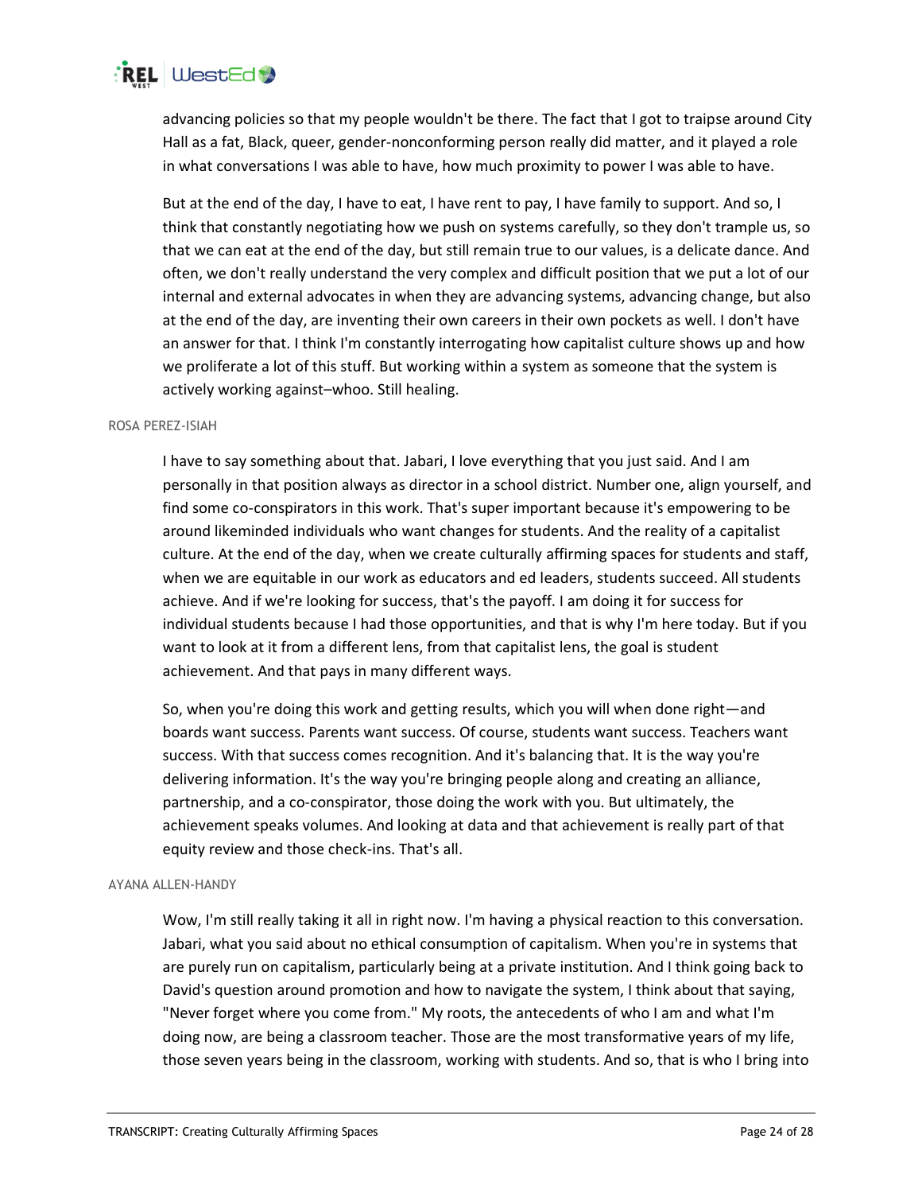advancing policies so that my people wouldn't be there. The fact that I got to traipse around City Hall as a fat, Black, queer, gender-nonconforming person really did matter, and it played a role in what conversations I was able to have, how much proximity to power I was able to have.

But at the end of the day, I have to eat, I have rent to pay, I have family to support. And so, I think that constantly negotiating how we push on systems carefully, so they don't trample us, so that we can eat at the end of the day, but still remain true to our values, is a delicate dance. And often, we don't really understand the very complex and difficult position that we put a lot of our internal and external advocates in when they are advancing systems, advancing change, but also at the end of the day, are inventing their own careers in their own pockets as well. I don't have an answer for that. I think I'm constantly interrogating how capitalist culture shows up and how we proliferate a lot of this stuff. But working within a system as someone that the system is actively working against–whoo. Still healing.

ROSA PEREZ-ISIAH

I have to say something about that. Jabari, I love everything that you just said. And I am personally in that position always as director in a school district. Number one, align yourself, and find some co-conspirators in this work. That's super important because it's empowering to be around likeminded individuals who want changes for students. And the reality of a capitalist culture. At the end of the day, when we create culturally affirming spaces for students and staff, when we are equitable in our work as educators and ed leaders, students succeed. All students achieve. And if we're looking for success, that's the payoff. I am doing it for success for individual students because I had those opportunities, and that is why I'm here today. But if you want to look at it from a different lens, from that capitalist lens, the goal is student achievement. And that pays in many different ways.

So, when you're doing this work and getting results, which you will when done right—and boards want success. Parents want success. Of course, students want success. Teachers want success. With that success comes recognition. And it's balancing that. It is the way you're delivering information. It's the way you're bringing people along and creating an alliance, partnership, and a co-conspirator, those doing the work with you. But ultimately, the achievement speaks volumes. And looking at data and that achievement is really part of that equity review and those check-ins. That's all.

AYANA ALLEN-HANDY

Wow, I'm still really taking it all in right now. I'm having a physical reaction to this conversation. Jabari, what you said about no ethical consumption of capitalism. When you're in systems that are purely run on capitalism, particularly being at a private institution. And I think going back to David's question around promotion and how to navigate the system, I think about that saying, "Never forget where you come from." My roots, the antecedents of who I am and what I'm doing now, are being a classroom teacher. Those are the most transformative years of my life, those seven years being in the classroom, working with students. And so, that is who I bring into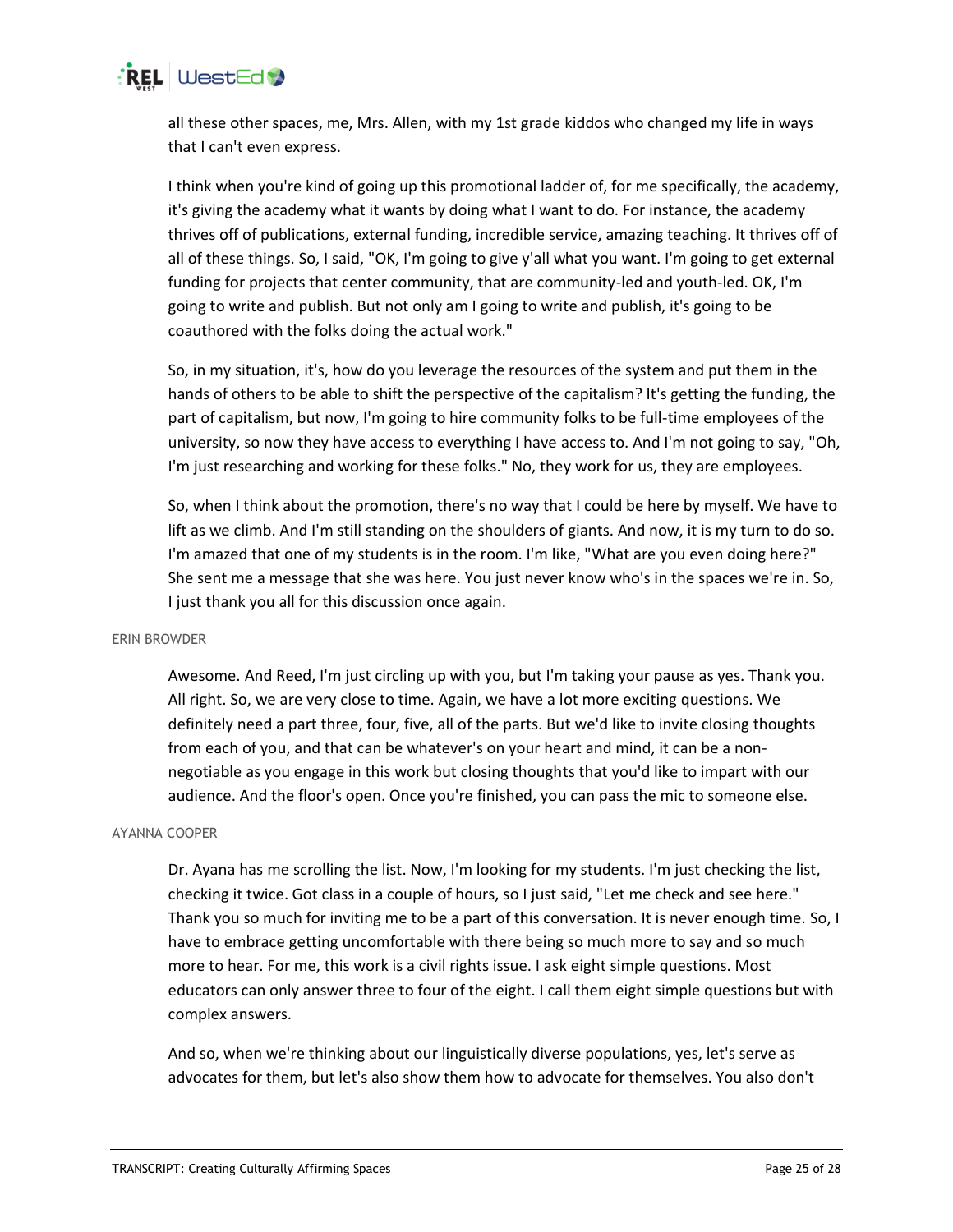all these other spaces, me, Mrs. Allen, with my 1st grade kiddos who changed my life in ways that I can't even express.

I think when you're kind of going up this promotional ladder of, for me specifically, the academy, it's giving the academy what it wants by doing what I want to do. For instance, the academy thrives off of publications, external funding, incredible service, amazing teaching. It thrives off of all of these things. So, I said, "OK, I'm going to give y'all what you want. I'm going to get external funding for projects that center community, that are community-led and youth-led. OK, I'm going to write and publish. But not only am I going to write and publish, it's going to be coauthored with the folks doing the actual work."

So, in my situation, it's, how do you leverage the resources of the system and put them in the hands of others to be able to shift the perspective of the capitalism? It's getting the funding, the part of capitalism, but now, I'm going to hire community folks to be full-time employees of the university, so now they have access to everything I have access to. And I'm not going to say, "Oh, I'm just researching and working for these folks." No, they work for us, they are employees.

So, when I think about the promotion, there's no way that I could be here by myself. We have to lift as we climb. And I'm still standing on the shoulders of giants. And now, it is my turn to do so. I'm amazed that one of my students is in the room. I'm like, "What are you even doing here?" She sent me a message that she was here. You just never know who's in the spaces we're in. So, I just thank you all for this discussion once again.

ERIN BROWDER

Awesome. And Reed, I'm just circling up with you, but I'm taking your pause as yes. Thank you. All right. So, we are very close to time. Again, we have a lot more exciting questions. We definitely need a part three, four, five, all of the parts. But we'd like to invite closing thoughts from each of you, and that can be whatever's on your heart and mind, it can be a non-negotiable as you engage in this work but closing thoughts that you'd like to impart with our audience. And the floor's open. Once you're finished, you can pass the mic to someone else.

AYANNA COOPER

Dr. Ayana has me scrolling the list. Now, I'm looking for my students. I'm just checking the list, checking it twice. Got class in a couple of hours, so I just said, "Let me check and see here." Thank you so much for inviting me to be a part of this conversation. It is never enough time. So, I have to embrace getting uncomfortable with there being so much more to say and so much more to hear. For me, this work is a civil rights issue. I ask eight simple questions. Most educators can only answer three to four of the eight. I call them eight simple questions but with complex answers.

And so, when we're thinking about our linguistically diverse populations, yes, let's serve as advocates for them, but let's also show them how to advocate for themselves. You also don't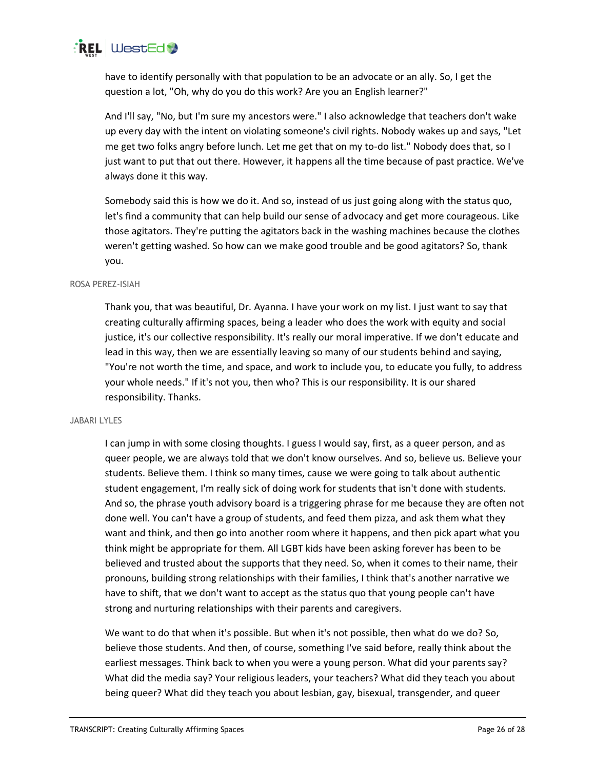have to identify personally with that population to be an advocate or an ally. So, I get the question a lot, "Oh, why do you do this work? Are you an English learner?"

And I'll say, "No, but I'm sure my ancestors were." I also acknowledge that teachers don't wake up every day with the intent on violating someone's civil rights. Nobody wakes up and says, "Let me get two folks angry before lunch. Let me get that on my to-do list." Nobody does that, so I just want to put that out there. However, it happens all the time because of past practice. We've always done it this way.

Somebody said this is how we do it. And so, instead of us just going along with the status quo, let's find a community that can help build our sense of advocacy and get more courageous. Like those agitators. They're putting the agitators back in the washing machines because the clothes weren't getting washed. So how can we make good trouble and be good agitators? So, thank you.

ROSA PEREZ-ISIAH

Thank you, that was beautiful, Dr. Ayanna. I have your work on my list. I just want to say that creating culturally affirming spaces, being a leader who does the work with equity and social justice, it's our collective responsibility. It's really our moral imperative. If we don't educate and lead in this way, then we are essentially leaving so many of our students behind and saying, "You're not worth the time, and space, and work to include you, to educate you fully, to address your whole needs." If it's not you, then who? This is our responsibility. It is our shared responsibility. Thanks.

JABARI LYLES

I can jump in with some closing thoughts. I guess I would say, first, as a queer person, and as queer people, we are always told that we don't know ourselves. And so, believe us. Believe your students. Believe them. I think so many times, cause we were going to talk about authentic student engagement, I'm really sick of doing work for students that isn't done with students. And so, the phrase youth advisory board is a triggering phrase for me because they are often not done well. You can't have a group of students, and feed them pizza, and ask them what they want and think, and then go into another room where it happens, and then pick apart what you think might be appropriate for them. All LGBT kids have been asking forever has been to be believed and trusted about the supports that they need. So, when it comes to their name, their pronouns, building strong relationships with their families, I think that's another narrative we have to shift, that we don't want to accept as the status quo that young people can't have strong and nurturing relationships with their parents and caregivers.

We want to do that when it's possible. But when it's not possible, then what do we do? So, believe those students. And then, of course, something I've said before, really think about the earliest messages. Think back to when you were a young person. What did your parents say? What did the media say? Your religious leaders, your teachers? What did they teach you about being queer? What did they teach you about lesbian, gay, bisexual, transgender, and queer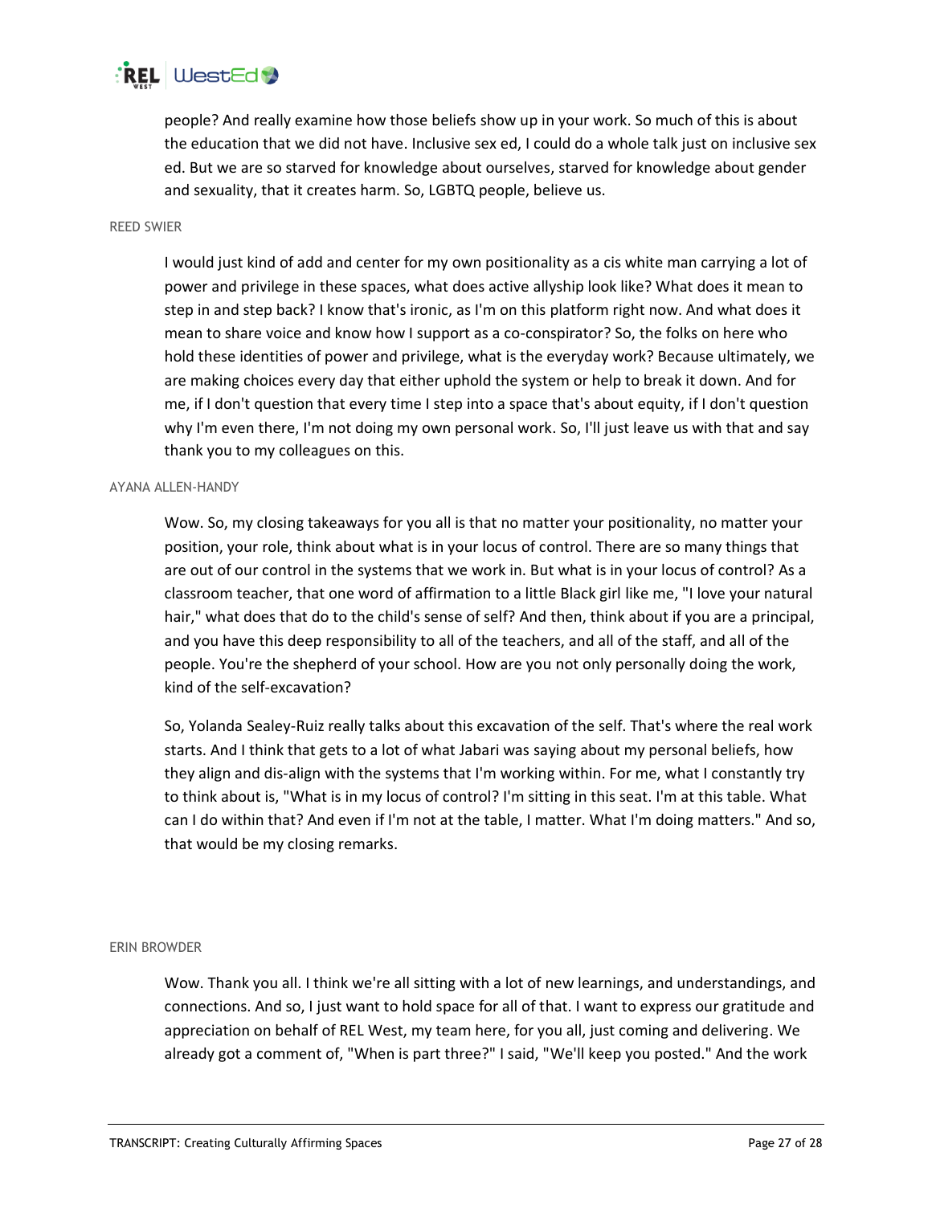people? And really examine how those beliefs show up in your work. So much of this is about the education that we did not have. Inclusive sex ed, I could do a whole talk just on inclusive sex ed. But we are so starved for knowledge about ourselves, starved for knowledge about gender and sexuality, that it creates harm. So, LGBTQ people, believe us.

REED SWIER

I would just kind of add and center for my own positionality as a cis white man carrying a lot of power and privilege in these spaces, what does active allyship look like? What does it mean to step in and step back? I know that's ironic, as I'm on this platform right now. And what does it mean to share voice and know how I support as a co-conspirator? So, the folks on here who hold these identities of power and privilege, what is the everyday work? Because ultimately, we are making choices every day that either uphold the system or help to break it down. And for me, if I don't question that every time I step into a space that's about equity, if I don't question why I'm even there, I'm not doing my own personal work. So, I'll just leave us with that and say thank you to my colleagues on this.

AYANA ALLEN-HANDY

Wow. So, my closing takeaways for you all is that no matter your positionality, no matter your position, your role, think about what is in your locus of control. There are so many things that are out of our control in the systems that we work in. But what is in your locus of control? As a classroom teacher, that one word of affirmation to a little Black girl like me, "I love your natural hair," what does that do to the child's sense of self? And then, think about if you are a principal, and you have this deep responsibility to all of the teachers, and all of the staff, and all of the people. You're the shepherd of your school. How are you not only personally doing the work, kind of the self-excavation?

So, Yolanda Sealey-Ruiz really talks about this excavation of the self. That's where the real work starts. And I think that gets to a lot of what Jabari was saying about my personal beliefs, how they align and dis-align with the systems that I'm working within. For me, what I constantly try to think about is, "What is in my locus of control? I'm sitting in this seat. I'm at this table. What can I do within that? And even if I'm not at the table, I matter. What I'm doing matters." And so, that would be my closing remarks.

ERIN BROWDER

Wow. Thank you all. I think we're all sitting with a lot of new learnings, and understandings, and connections. And so, I just want to hold space for all of that. I want to express our gratitude and appreciation on behalf of REL West, my team here, for you all, just coming and delivering. We already got a comment of, "When is part three?" I said, "We'll keep you posted." And the work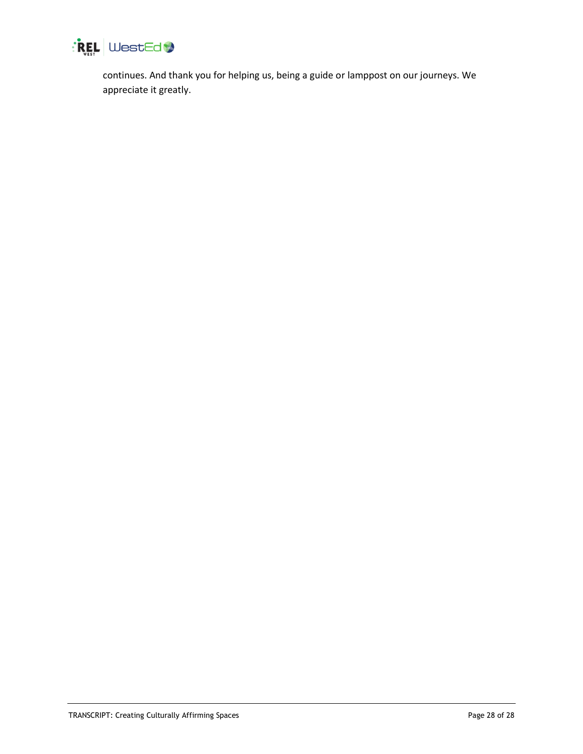continues. And thank you for helping us, being a guide or lamppost on our journeys. We appreciate it greatly.